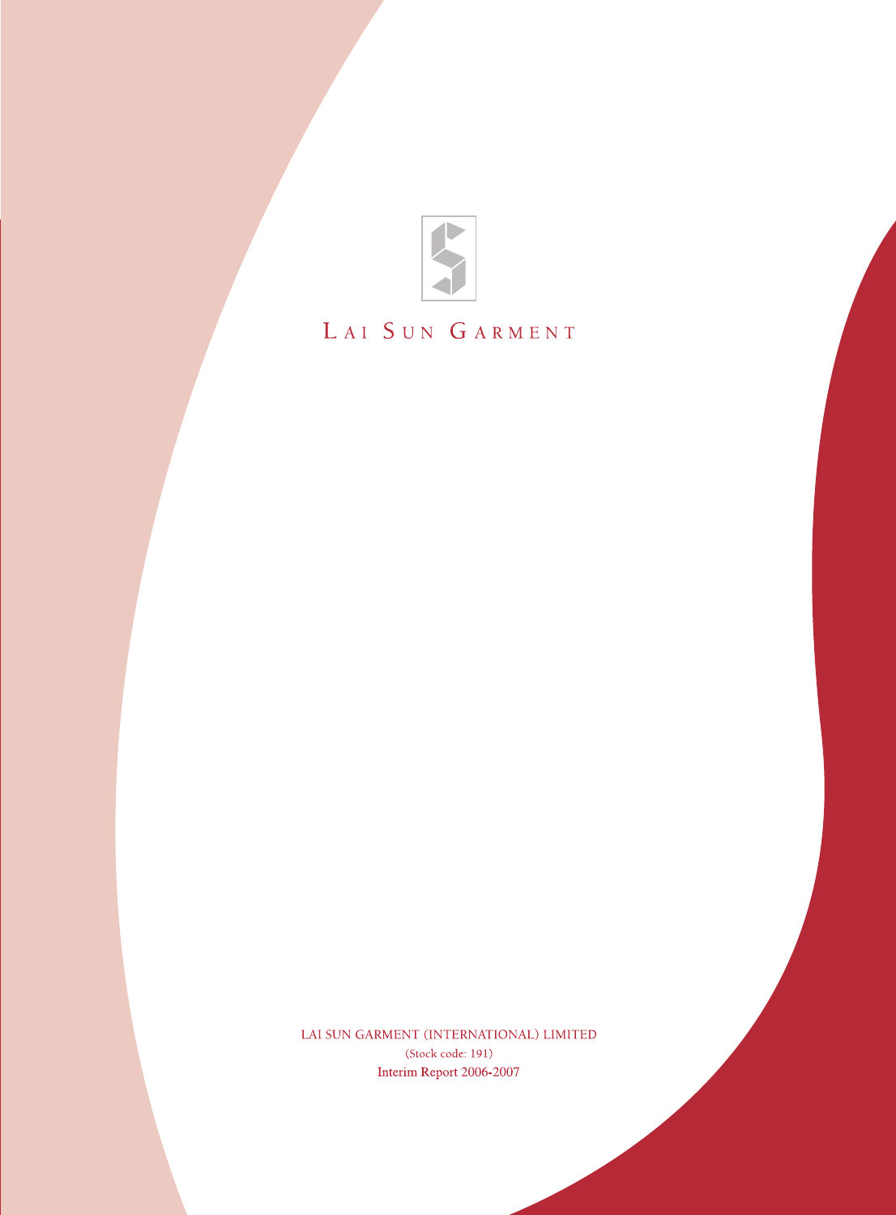LAI SUN GARMENT

LAI SUN GARMENT (INTERNATIONAL) LIMITED

(Stock code: 191)

Interim Report 2006-2007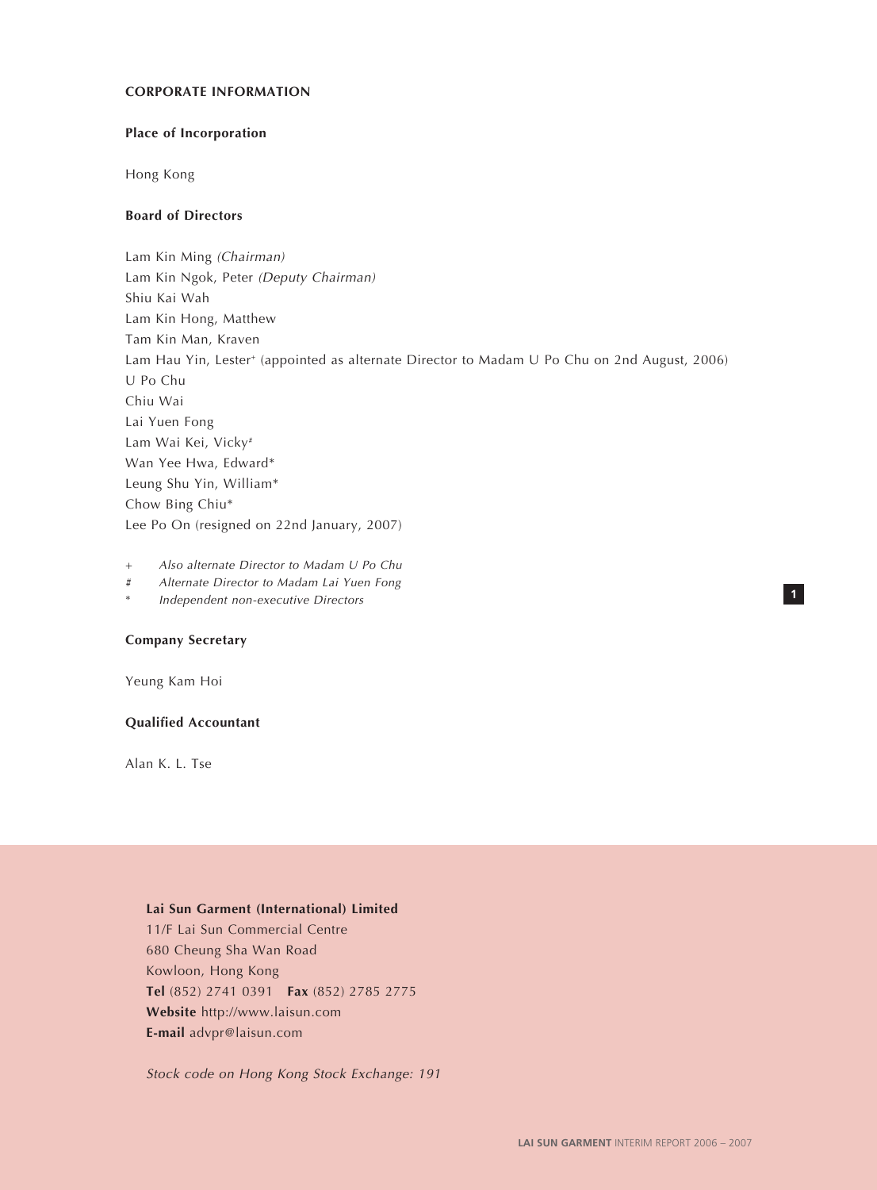## CORPORATE INFORMATION

### Place of Incorporation

Hong Kong

### Board of Directors

Lam Kin Ming *(Chairman)*
Lam Kin Ngok, Peter *(Deputy Chairman)*
Shiu Kai Wah
Lam Kin Hong, Matthew
Tam Kin Man, Kraven
Lam Hau Yin, Lester+ (appointed as alternate Director to Madam U Po Chu on 2nd August, 2006)
U Po Chu
Chiu Wai
Lai Yuen Fong
Lam Wai Kei, Vicky#
Wan Yee Hwa, Edward*
Leung Shu Yin, William*
Chow Bing Chiu*
Lee Po On (resigned on 22nd January, 2007)

+ *Also alternate Director to Madam U Po Chu*
# *Alternate Director to Madam Lai Yuen Fong*
* *Independent non-executive Directors*

### Company Secretary

Yeung Kam Hoi

### Qualified Accountant

Alan K. L. Tse

**Lai Sun Garment (International) Limited**
11/F Lai Sun Commercial Centre
680 Cheung Sha Wan Road
Kowloon, Hong Kong
**Tel** (852) 2741 0391 **Fax** (852) 2785 2775
**Website** http://www.laisun.com
**E-mail** advpr@laisun.com

*Stock code on Hong Kong Stock Exchange: 191*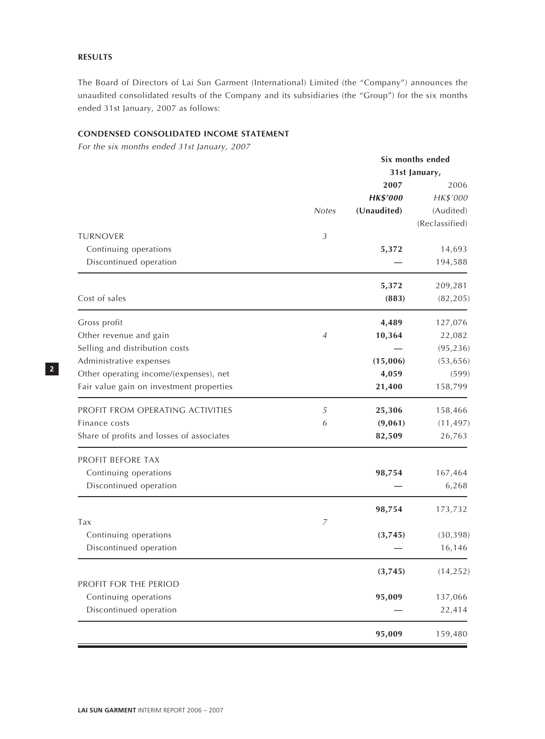## RESULTS

The Board of Directors of Lai Sun Garment (International) Limited (the "Company") announces the unaudited consolidated results of the Company and its subsidiaries (the "Group") for the six months ended 31st January, 2007 as follows:

## CONDENSED CONSOLIDATED INCOME STATEMENT

*For the six months ended 31st January, 2007*

| | | Six months ended 31st January, | |
|---|---|---|---|
| | | **2007** | 2006 |
| | | ***HK$'000*** | *HK$'000* |
| | *Notes* | **(Unaudited)** | (Audited) (Reclassified) |
| TURNOVER | *3* | | |
| Continuing operations | | **5,372** | 14,693 |
| Discontinued operation | | **—** | 194,588 |
| | | **5,372** | 209,281 |
| Cost of sales | | **(883)** | (82,205) |
| Gross profit | | **4,489** | 127,076 |
| Other revenue and gain | *4* | **10,364** | 22,082 |
| Selling and distribution costs | | **—** | (95,236) |
| Administrative expenses | | **(15,006)** | (53,656) |
| Other operating income/(expenses), net | | **4,059** | (599) |
| Fair value gain on investment properties | | **21,400** | 158,799 |
| PROFIT FROM OPERATING ACTIVITIES | *5* | **25,306** | 158,466 |
| Finance costs | *6* | **(9,061)** | (11,497) |
| Share of profits and losses of associates | | **82,509** | 26,763 |
| PROFIT BEFORE TAX | | | |
| Continuing operations | | **98,754** | 167,464 |
| Discontinued operation | | **—** | 6,268 |
| | | **98,754** | 173,732 |
| Tax | *7* | | |
| Continuing operations | | **(3,745)** | (30,398) |
| Discontinued operation | | **—** | 16,146 |
| | | **(3,745)** | (14,252) |
| PROFIT FOR THE PERIOD | | | |
| Continuing operations | | **95,009** | 137,066 |
| Discontinued operation | | **—** | 22,414 |
| | | **95,009** | 159,480 |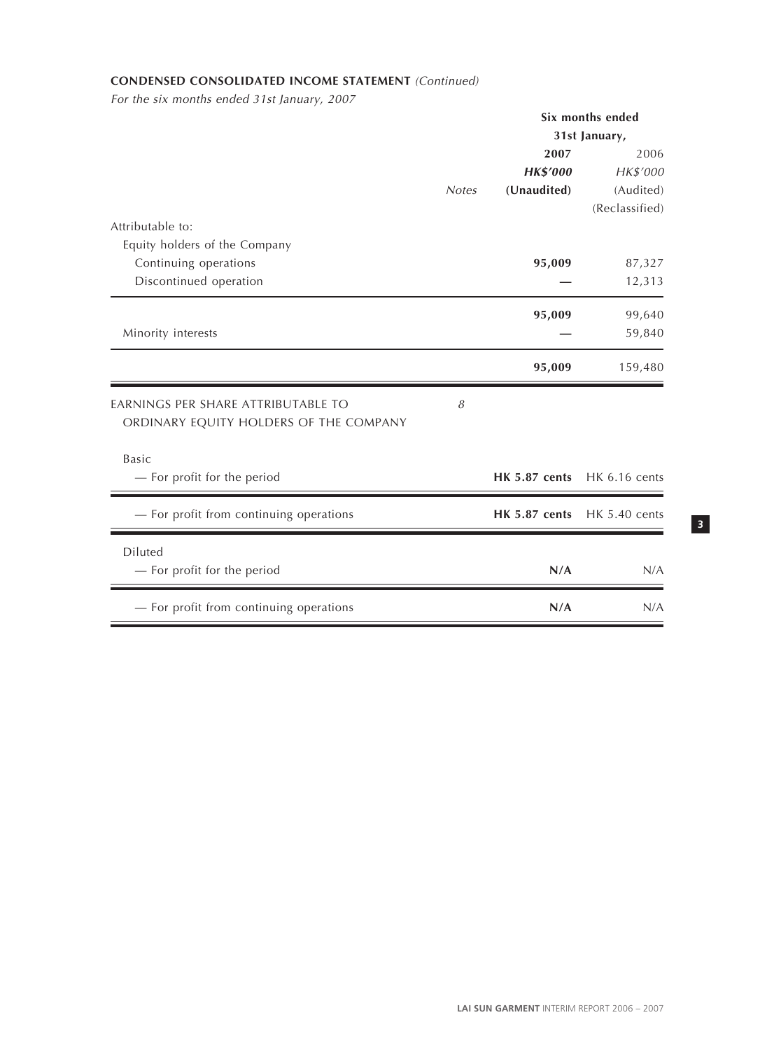**CONDENSED CONSOLIDATED INCOME STATEMENT** *(Continued)*

*For the six months ended 31st January, 2007*

| | Notes | Six months ended 31st January, 2007 HK$'000 (Unaudited) | 2006 HK$'000 (Audited) (Reclassified) |
|---|---|---|---|
| Attributable to: | | | |
| Equity holders of the Company | | | |
| Continuing operations | | **95,009** | 87,327 |
| Discontinued operation | | **—** | 12,313 |
| | | **95,009** | 99,640 |
| Minority interests | | **—** | 59,840 |
| | | **95,009** | 159,480 |
| EARNINGS PER SHARE ATTRIBUTABLE TO ORDINARY EQUITY HOLDERS OF THE COMPANY | *8* | | |
| Basic | | | |
| — For profit for the period | | **HK 5.87 cents** | HK 6.16 cents |
| — For profit from continuing operations | | **HK 5.87 cents** | HK 5.40 cents |
| Diluted | | | |
| — For profit for the period | | **N/A** | N/A |
| — For profit from continuing operations | | **N/A** | N/A |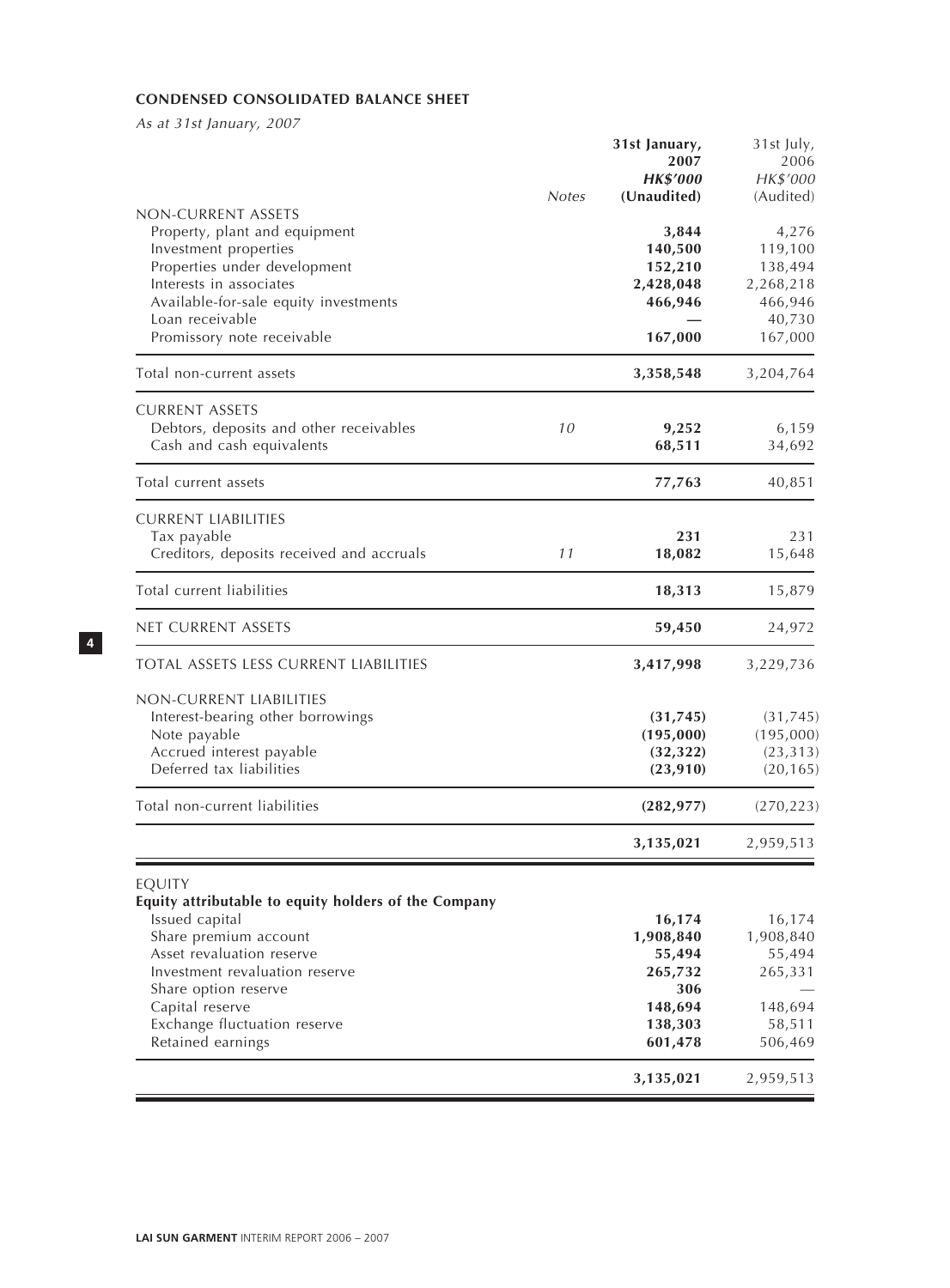**CONDENSED CONSOLIDATED BALANCE SHEET**

*As at 31st January, 2007*

| | Notes | **31st January, 2007 HK$'000 (Unaudited)** | 31st July, 2006 HK$'000 (Audited) |
|---|---|---|---|
| NON-CURRENT ASSETS | | | |
| Property, plant and equipment | | **3,844** | 4,276 |
| Investment properties | | **140,500** | 119,100 |
| Properties under development | | **152,210** | 138,494 |
| Interests in associates | | **2,428,048** | 2,268,218 |
| Available-for-sale equity investments | | **466,946** | 466,946 |
| Loan receivable | | **—** | 40,730 |
| Promissory note receivable | | **167,000** | 167,000 |
| Total non-current assets | | **3,358,548** | 3,204,764 |
| CURRENT ASSETS | | | |
| Debtors, deposits and other receivables | 10 | **9,252** | 6,159 |
| Cash and cash equivalents | | **68,511** | 34,692 |
| Total current assets | | **77,763** | 40,851 |
| CURRENT LIABILITIES | | | |
| Tax payable | | **231** | 231 |
| Creditors, deposits received and accruals | 11 | **18,082** | 15,648 |
| Total current liabilities | | **18,313** | 15,879 |
| NET CURRENT ASSETS | | **59,450** | 24,972 |
| TOTAL ASSETS LESS CURRENT LIABILITIES | | **3,417,998** | 3,229,736 |
| NON-CURRENT LIABILITIES | | | |
| Interest-bearing other borrowings | | **(31,745)** | (31,745) |
| Note payable | | **(195,000)** | (195,000) |
| Accrued interest payable | | **(32,322)** | (23,313) |
| Deferred tax liabilities | | **(23,910)** | (20,165) |
| Total non-current liabilities | | **(282,977)** | (270,223) |
| | | **3,135,021** | 2,959,513 |
| EQUITY | | | |
| **Equity attributable to equity holders of the Company** | | | |
| Issued capital | | **16,174** | 16,174 |
| Share premium account | | **1,908,840** | 1,908,840 |
| Asset revaluation reserve | | **55,494** | 55,494 |
| Investment revaluation reserve | | **265,732** | 265,331 |
| Share option reserve | | **306** | — |
| Capital reserve | | **148,694** | 148,694 |
| Exchange fluctuation reserve | | **138,303** | 58,511 |
| Retained earnings | | **601,478** | 506,469 |
| | | **3,135,021** | 2,959,513 |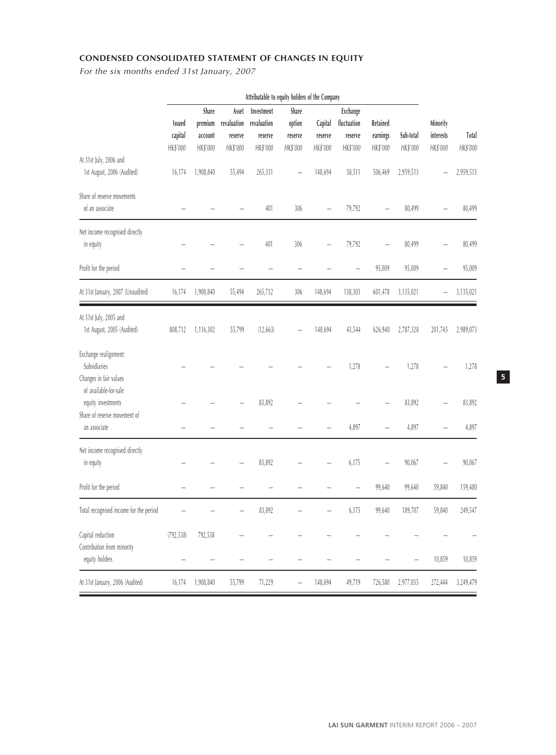## CONDENSED CONSOLIDATED STATEMENT OF CHANGES IN EQUITY

*For the six months ended 31st January, 2007*

| | Attributable to equity holders of the Company | | | | | | | | | | |
|---|---|---|---|---|---|---|---|---|---|---|---|
| | Issued capital | Share premium account | Asset revaluation reserve | Investment revaluation reserve | Share option reserve | Capital reserve | Exchange fluctuation reserve | Retained earnings | Sub-total | Minority interests | Total |
| | HK$'000 | HK$'000 | HK$'000 | HK$'000 | HK$'000 | HK$'000 | HK$'000 | HK$'000 | HK$'000 | HK$'000 | HK$'000 |
| At 31st July, 2006 and 1st August, 2006 (Audited) | 16,174 | 1,908,840 | 55,494 | 265,331 | – | 148,694 | 58,511 | 506,469 | 2,959,513 | – | 2,959,513 |
| Share of reserve movements of an associate | – | – | – | 401 | 306 | – | 79,792 | – | 80,499 | – | 80,499 |
| Net income recognised directly in equity | – | – | – | 401 | 306 | – | 79,792 | – | 80,499 | – | 80,499 |
| Profit for the period | – | – | – | – | – | – | – | 95,009 | 95,009 | – | 95,009 |
| At 31st January, 2007 (Unaudited) | 16,174 | 1,908,840 | 55,494 | 265,732 | 306 | 148,694 | 138,303 | 601,478 | 3,135,021 | – | 3,135,021 |
| At 31st July, 2005 and 1st August, 2005 (Audited) | 808,712 | 1,116,302 | 55,799 | (12,663) | – | 148,694 | 43,544 | 626,940 | 2,787,328 | 201,745 | 2,989,073 |
| Exchange realignment: Subsidiaries | – | – | – | – | – | – | 1,278 | – | 1,278 | – | 1,278 |
| Changes in fair values of available-for-sale equity investments | – | – | – | 83,892 | – | – | – | – | 83,892 | – | 83,892 |
| Share of reserve movement of an associate | – | – | – | – | – | – | 4,897 | – | 4,897 | – | 4,897 |
| Net income recognised directly in equity | – | – | – | 83,892 | – | – | 6,175 | – | 90,067 | – | 90,067 |
| Profit for the period | – | – | – | – | – | – | – | 99,640 | 99,640 | 59,840 | 159,480 |
| Total recognised income for the period | – | – | – | 83,892 | – | – | 6,175 | 99,640 | 189,707 | 59,840 | 249,547 |
| Capital reduction | (792,538) | 792,538 | – | – | – | – | – | – | – | – | – |
| Contribution from minority equity holders | – | – | – | – | – | – | – | – | – | 10,859 | 10,859 |
| At 31st January, 2006 (Audited) | 16,174 | 1,908,840 | 55,799 | 71,229 | – | 148,694 | 49,719 | 726,580 | 2,977,035 | 272,444 | 3,249,479 |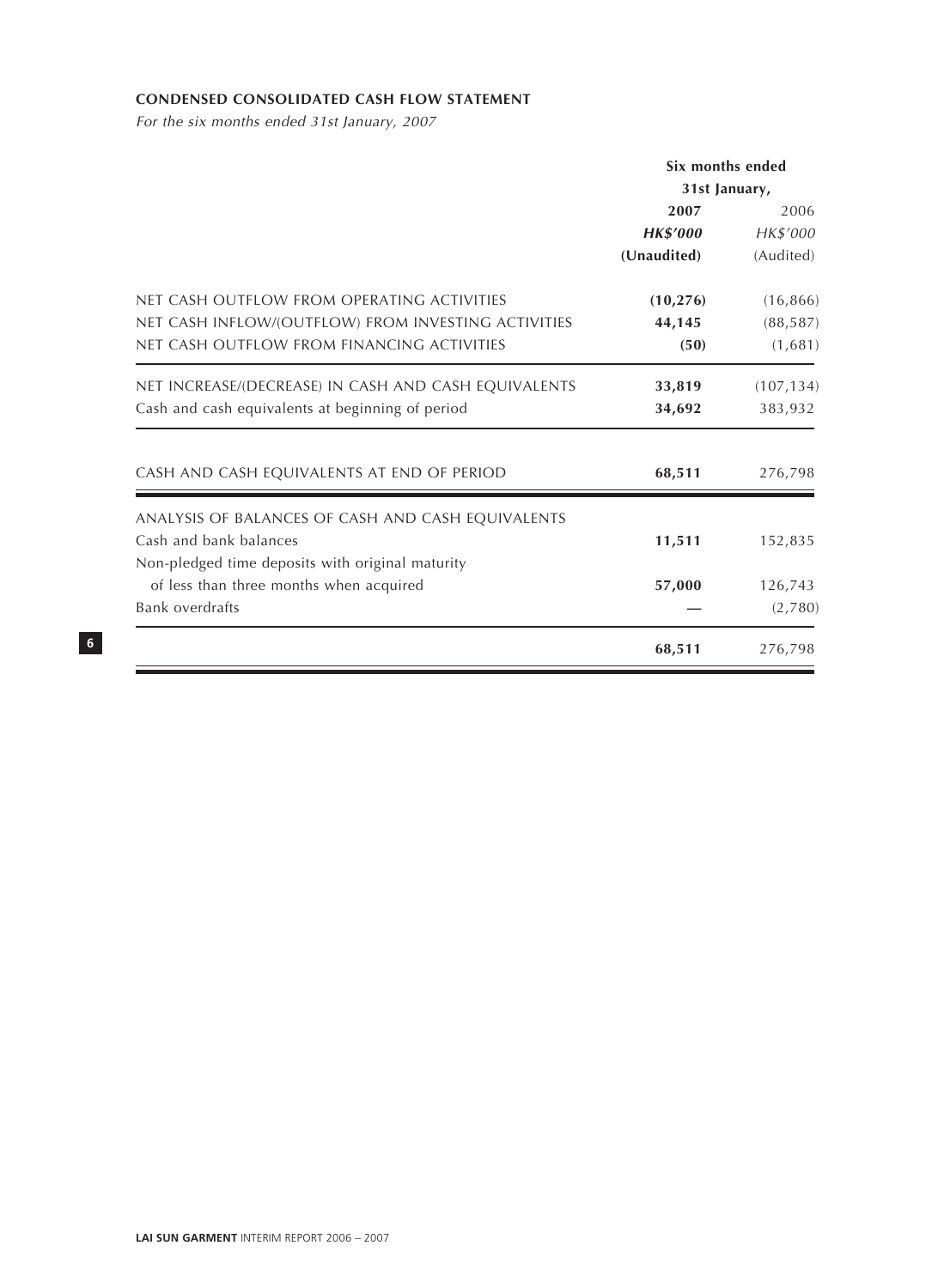**CONDENSED CONSOLIDATED CASH FLOW STATEMENT**

*For the six months ended 31st January, 2007*

| | Six months ended 31st January, | |
|---|---|---|
| | **2007** | 2006 |
| | ***HK$'000*** | *HK$'000* |
| | **(Unaudited)** | (Audited) |
| NET CASH OUTFLOW FROM OPERATING ACTIVITIES | **(10,276)** | (16,866) |
| NET CASH INFLOW/(OUTFLOW) FROM INVESTING ACTIVITIES | **44,145** | (88,587) |
| NET CASH OUTFLOW FROM FINANCING ACTIVITIES | **(50)** | (1,681) |
| NET INCREASE/(DECREASE) IN CASH AND CASH EQUIVALENTS | **33,819** | (107,134) |
| Cash and cash equivalents at beginning of period | **34,692** | 383,932 |
| CASH AND CASH EQUIVALENTS AT END OF PERIOD | **68,511** | 276,798 |
| ANALYSIS OF BALANCES OF CASH AND CASH EQUIVALENTS | | |
| Cash and bank balances | **11,511** | 152,835 |
| Non-pledged time deposits with original maturity of less than three months when acquired | **57,000** | 126,743 |
| Bank overdrafts | **—** | (2,780) |
| | **68,511** | 276,798 |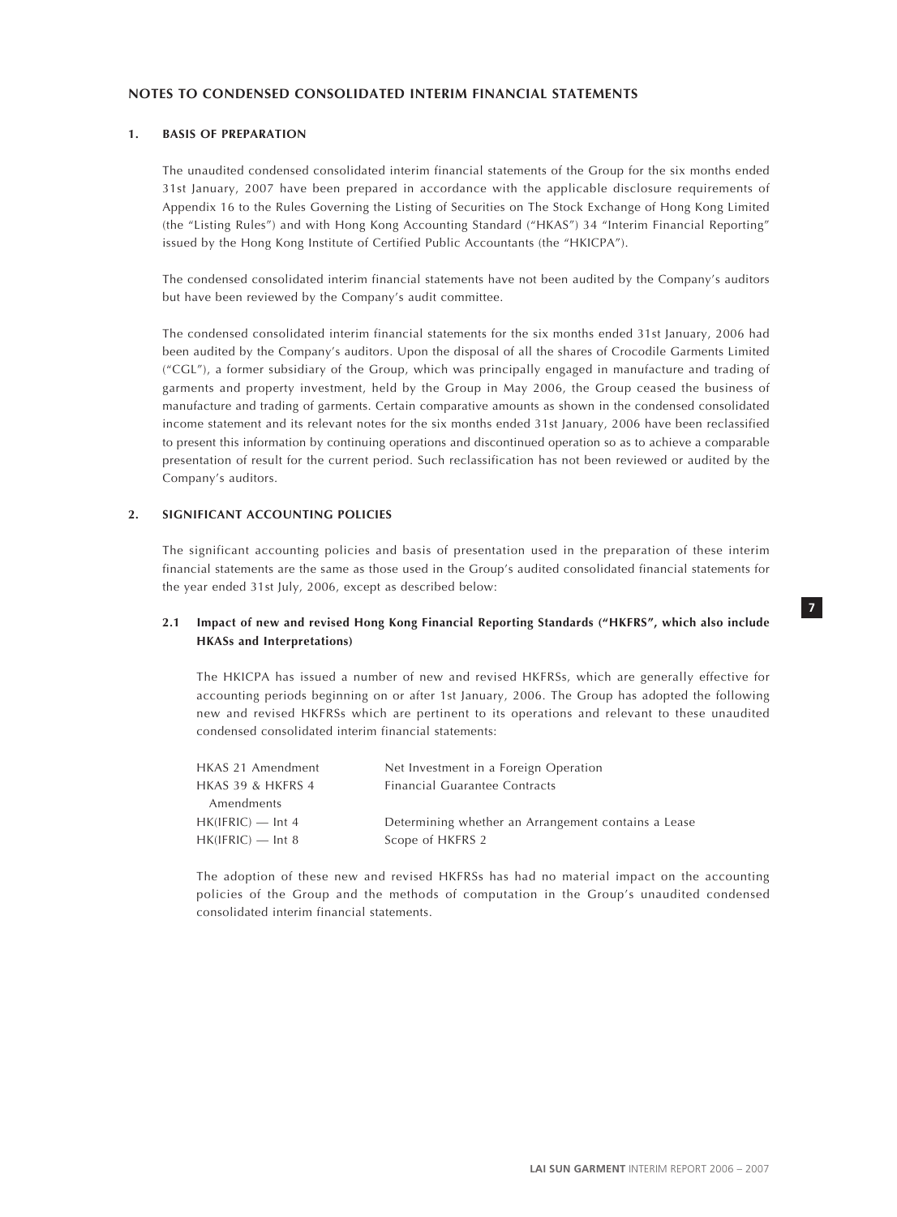## NOTES TO CONDENSED CONSOLIDATED INTERIM FINANCIAL STATEMENTS

### 1. BASIS OF PREPARATION

The unaudited condensed consolidated interim financial statements of the Group for the six months ended 31st January, 2007 have been prepared in accordance with the applicable disclosure requirements of Appendix 16 to the Rules Governing the Listing of Securities on The Stock Exchange of Hong Kong Limited (the "Listing Rules") and with Hong Kong Accounting Standard ("HKAS") 34 "Interim Financial Reporting" issued by the Hong Kong Institute of Certified Public Accountants (the "HKICPA").

The condensed consolidated interim financial statements have not been audited by the Company's auditors but have been reviewed by the Company's audit committee.

The condensed consolidated interim financial statements for the six months ended 31st January, 2006 had been audited by the Company's auditors. Upon the disposal of all the shares of Crocodile Garments Limited ("CGL"), a former subsidiary of the Group, which was principally engaged in manufacture and trading of garments and property investment, held by the Group in May 2006, the Group ceased the business of manufacture and trading of garments. Certain comparative amounts as shown in the condensed consolidated income statement and its relevant notes for the six months ended 31st January, 2006 have been reclassified to present this information by continuing operations and discontinued operation so as to achieve a comparable presentation of result for the current period. Such reclassification has not been reviewed or audited by the Company's auditors.

### 2. SIGNIFICANT ACCOUNTING POLICIES

The significant accounting policies and basis of presentation used in the preparation of these interim financial statements are the same as those used in the Group's audited consolidated financial statements for the year ended 31st July, 2006, except as described below:

#### 2.1 Impact of new and revised Hong Kong Financial Reporting Standards ("HKFRS", which also include HKASs and Interpretations)

The HKICPA has issued a number of new and revised HKFRSs, which are generally effective for accounting periods beginning on or after 1st January, 2006. The Group has adopted the following new and revised HKFRSs which are pertinent to its operations and relevant to these unaudited condensed consolidated interim financial statements:

| | |
|---|---|
| HKAS 21 Amendment | Net Investment in a Foreign Operation |
| HKAS 39 & HKFRS 4 Amendments | Financial Guarantee Contracts |
| HK(IFRIC) — Int 4 | Determining whether an Arrangement contains a Lease |
| HK(IFRIC) — Int 8 | Scope of HKFRS 2 |

The adoption of these new and revised HKFRSs has had no material impact on the accounting policies of the Group and the methods of computation in the Group's unaudited condensed consolidated interim financial statements.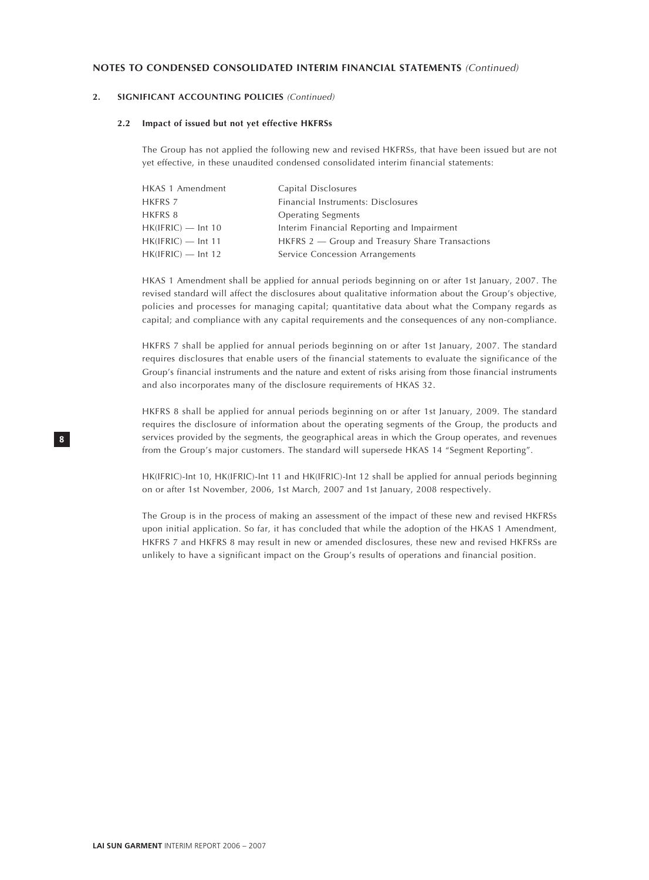## NOTES TO CONDENSED CONSOLIDATED INTERIM FINANCIAL STATEMENTS *(Continued)*

### 2. SIGNIFICANT ACCOUNTING POLICIES *(Continued)*

#### 2.2 Impact of issued but not yet effective HKFRSs

The Group has not applied the following new and revised HKFRSs, that have been issued but are not yet effective, in these unaudited condensed consolidated interim financial statements:

| | |
|---|---|
| HKAS 1 Amendment | Capital Disclosures |
| HKFRS 7 | Financial Instruments: Disclosures |
| HKFRS 8 | Operating Segments |
| HK(IFRIC) — Int 10 | Interim Financial Reporting and Impairment |
| HK(IFRIC) — Int 11 | HKFRS 2 — Group and Treasury Share Transactions |
| HK(IFRIC) — Int 12 | Service Concession Arrangements |

HKAS 1 Amendment shall be applied for annual periods beginning on or after 1st January, 2007. The revised standard will affect the disclosures about qualitative information about the Group's objective, policies and processes for managing capital; quantitative data about what the Company regards as capital; and compliance with any capital requirements and the consequences of any non-compliance.

HKFRS 7 shall be applied for annual periods beginning on or after 1st January, 2007. The standard requires disclosures that enable users of the financial statements to evaluate the significance of the Group's financial instruments and the nature and extent of risks arising from those financial instruments and also incorporates many of the disclosure requirements of HKAS 32.

HKFRS 8 shall be applied for annual periods beginning on or after 1st January, 2009. The standard requires the disclosure of information about the operating segments of the Group, the products and services provided by the segments, the geographical areas in which the Group operates, and revenues from the Group's major customers. The standard will supersede HKAS 14 "Segment Reporting".

HK(IFRIC)-Int 10, HK(IFRIC)-Int 11 and HK(IFRIC)-Int 12 shall be applied for annual periods beginning on or after 1st November, 2006, 1st March, 2007 and 1st January, 2008 respectively.

The Group is in the process of making an assessment of the impact of these new and revised HKFRSs upon initial application. So far, it has concluded that while the adoption of the HKAS 1 Amendment, HKFRS 7 and HKFRS 8 may result in new or amended disclosures, these new and revised HKFRSs are unlikely to have a significant impact on the Group's results of operations and financial position.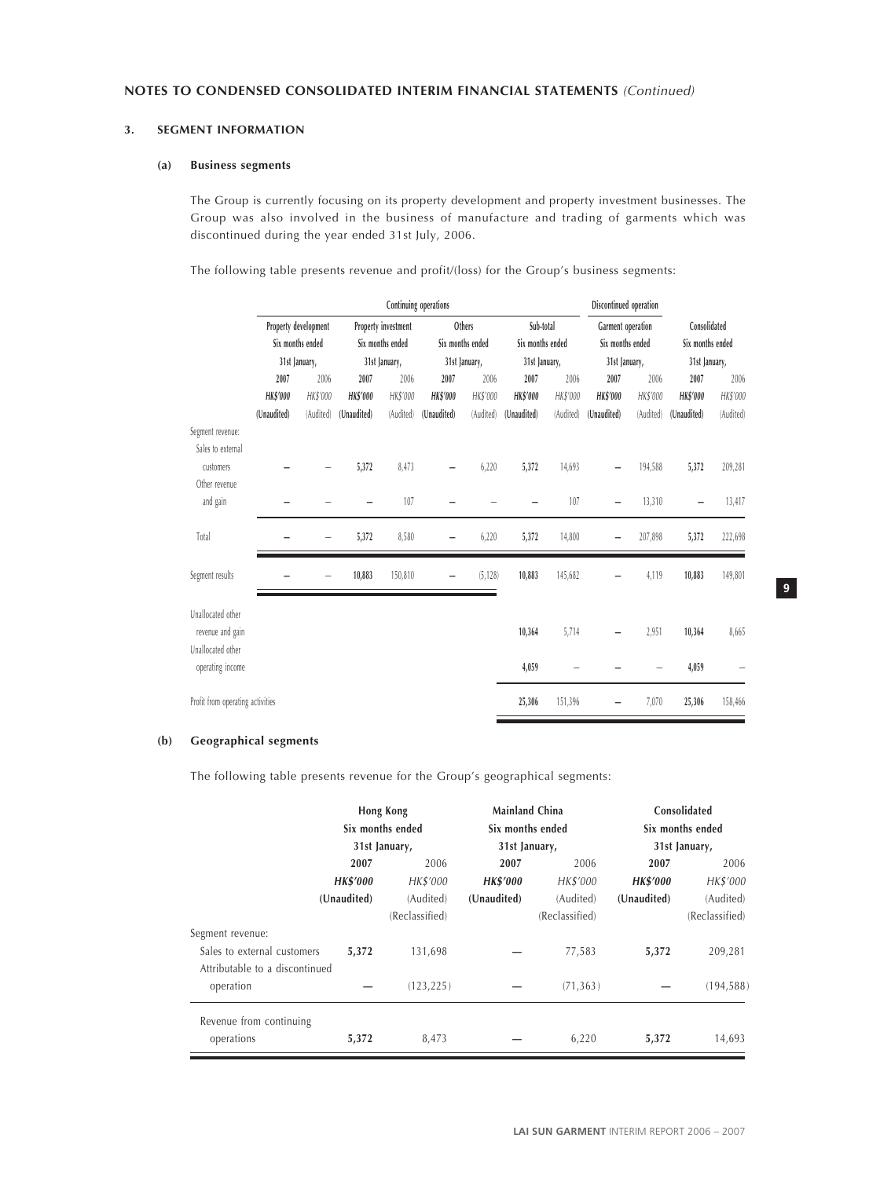## NOTES TO CONDENSED CONSOLIDATED INTERIM FINANCIAL STATEMENTS *(Continued)*

### 3. SEGMENT INFORMATION

#### (a) Business segments

The Group is currently focusing on its property development and property investment businesses. The Group was also involved in the business of manufacture and trading of garments which was discontinued during the year ended 31st July, 2006.

The following table presents revenue and profit/(loss) for the Group's business segments:

| | Continuing operations | | | | | | | | Discontinued operation | | | |
|---|---|---|---|---|---|---|---|---|---|---|---|---|
| | Property development Six months ended 31st January, | | Property investment Six months ended 31st January, | | Others Six months ended 31st January, | | Sub-total Six months ended 31st January, | | Garment operation Six months ended 31st January, | | Consolidated Six months ended 31st January, | |
| | **2007** | 2006 | **2007** | 2006 | **2007** | 2006 | **2007** | 2006 | **2007** | 2006 | **2007** | 2006 |
| | ***HK$'000*** | *HK$'000* | ***HK$'000*** | *HK$'000* | ***HK$'000*** | *HK$'000* | ***HK$'000*** | *HK$'000* | ***HK$'000*** | *HK$'000* | ***HK$'000*** | *HK$'000* |
| | **(Unaudited)** | (Audited) | **(Unaudited)** | (Audited) | **(Unaudited)** | (Audited) | **(Unaudited)** | (Audited) | **(Unaudited)** | (Audited) | **(Unaudited)** | (Audited) |
| Segment revenue: | | | | | | | | | | | | |
| Sales to external customers | **–** | – | **5,372** | 8,473 | **–** | 6,220 | **5,372** | 14,693 | **–** | 194,588 | **5,372** | 209,281 |
| Other revenue and gain | **–** | – | **–** | 107 | **–** | – | **–** | 107 | **–** | 13,310 | **–** | 13,417 |
| Total | **–** | – | **5,372** | 8,580 | **–** | 6,220 | **5,372** | 14,800 | **–** | 207,898 | **5,372** | 222,698 |
| Segment results | **–** | – | **10,883** | 150,810 | **–** | (5,128) | **10,883** | 145,682 | **–** | 4,119 | **10,883** | 149,801 |
| Unallocated other revenue and gain | | | | | | | **10,364** | 5,714 | **–** | 2,951 | **10,364** | 8,665 |
| Unallocated other operating income | | | | | | | **4,059** | – | **–** | – | **4,059** | – |
| Profit from operating activities | | | | | | | **25,306** | 151,396 | **–** | 7,070 | **25,306** | 158,466 |

#### (b) Geographical segments

The following table presents revenue for the Group's geographical segments:

| | Hong Kong Six months ended 31st January, | | Mainland China Six months ended 31st January, | | Consolidated Six months ended 31st January, | |
|---|---|---|---|---|---|---|
| | **2007** | 2006 | **2007** | 2006 | **2007** | 2006 |
| | ***HK$'000*** | *HK$'000* | ***HK$'000*** | *HK$'000* | ***HK$'000*** | *HK$'000* |
| | **(Unaudited)** | (Audited) | **(Unaudited)** | (Audited) | **(Unaudited)** | (Audited) |
| | | (Reclassified) | | (Reclassified) | | (Reclassified) |
| Segment revenue: | | | | | | |
| Sales to external customers | **5,372** | 131,698 | **—** | 77,583 | **5,372** | 209,281 |
| Attributable to a discontinued operation | **—** | (123,225) | **—** | (71,363) | **—** | (194,588) |
| Revenue from continuing operations | **5,372** | 8,473 | **—** | 6,220 | **5,372** | 14,693 |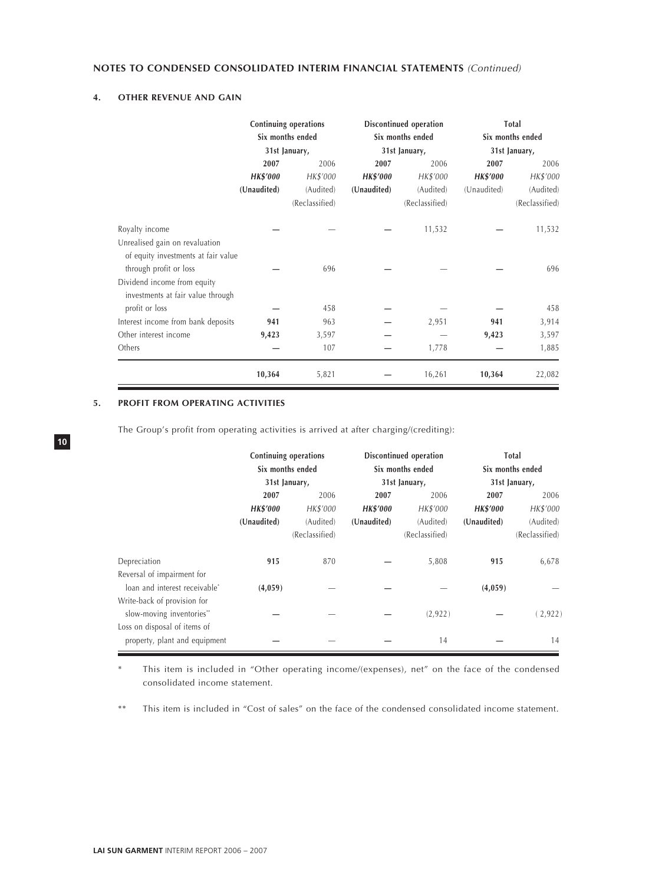## NOTES TO CONDENSED CONSOLIDATED INTERIM FINANCIAL STATEMENTS *(Continued)*

### 4. OTHER REVENUE AND GAIN

| | Continuing operations Six months ended 31st January, | | Discontinued operation Six months ended 31st January, | | Total Six months ended 31st January, | |
|---|---|---|---|---|---|---|
| | **2007** | 2006 | **2007** | 2006 | **2007** | 2006 |
| | ***HK$'000*** | *HK$'000* | ***HK$'000*** | *HK$'000* | ***HK$'000*** | *HK$'000* |
| | **(Unaudited)** | (Audited) (Reclassified) | **(Unaudited)** | (Audited) (Reclassified) | (Unaudited) | (Audited) (Reclassified) |
| Royalty income | **—** | — | **—** | 11,532 | **—** | 11,532 |
| Unrealised gain on revaluation of equity investments at fair value through profit or loss | **—** | 696 | **—** | — | **—** | 696 |
| Dividend income from equity investments at fair value through profit or loss | **—** | 458 | **—** | — | **—** | 458 |
| Interest income from bank deposits | **941** | 963 | **—** | 2,951 | **941** | 3,914 |
| Other interest income | **9,423** | 3,597 | **—** | — | **9,423** | 3,597 |
| Others | **—** | 107 | **—** | 1,778 | **—** | 1,885 |
| | **10,364** | 5,821 | **—** | 16,261 | **10,364** | 22,082 |

### 5. PROFIT FROM OPERATING ACTIVITIES

The Group's profit from operating activities is arrived at after charging/(crediting):

| | Continuing operations Six months ended 31st January, | | Discontinued operation Six months ended 31st January, | | Total Six months ended 31st January, | |
|---|---|---|---|---|---|---|
| | **2007** | 2006 | **2007** | 2006 | **2007** | 2006 |
| | ***HK$'000*** | *HK$'000* | ***HK$'000*** | *HK$'000* | ***HK$'000*** | *HK$'000* |
| | **(Unaudited)** | (Audited) (Reclassified) | **(Unaudited)** | (Audited) (Reclassified) | **(Unaudited)** | (Audited) (Reclassified) |
| Depreciation | **915** | 870 | **—** | 5,808 | **915** | 6,678 |
| Reversal of impairment for loan and interest receivable* | **(4,059)** | — | **—** | — | **(4,059)** | — |
| Write-back of provision for slow-moving inventories** | **—** | — | **—** | (2,922) | **—** | (2,922) |
| Loss on disposal of items of property, plant and equipment | **—** | — | **—** | 14 | **—** | 14 |

\* This item is included in "Other operating income/(expenses), net" on the face of the condensed consolidated income statement.

\*\* This item is included in "Cost of sales" on the face of the condensed consolidated income statement.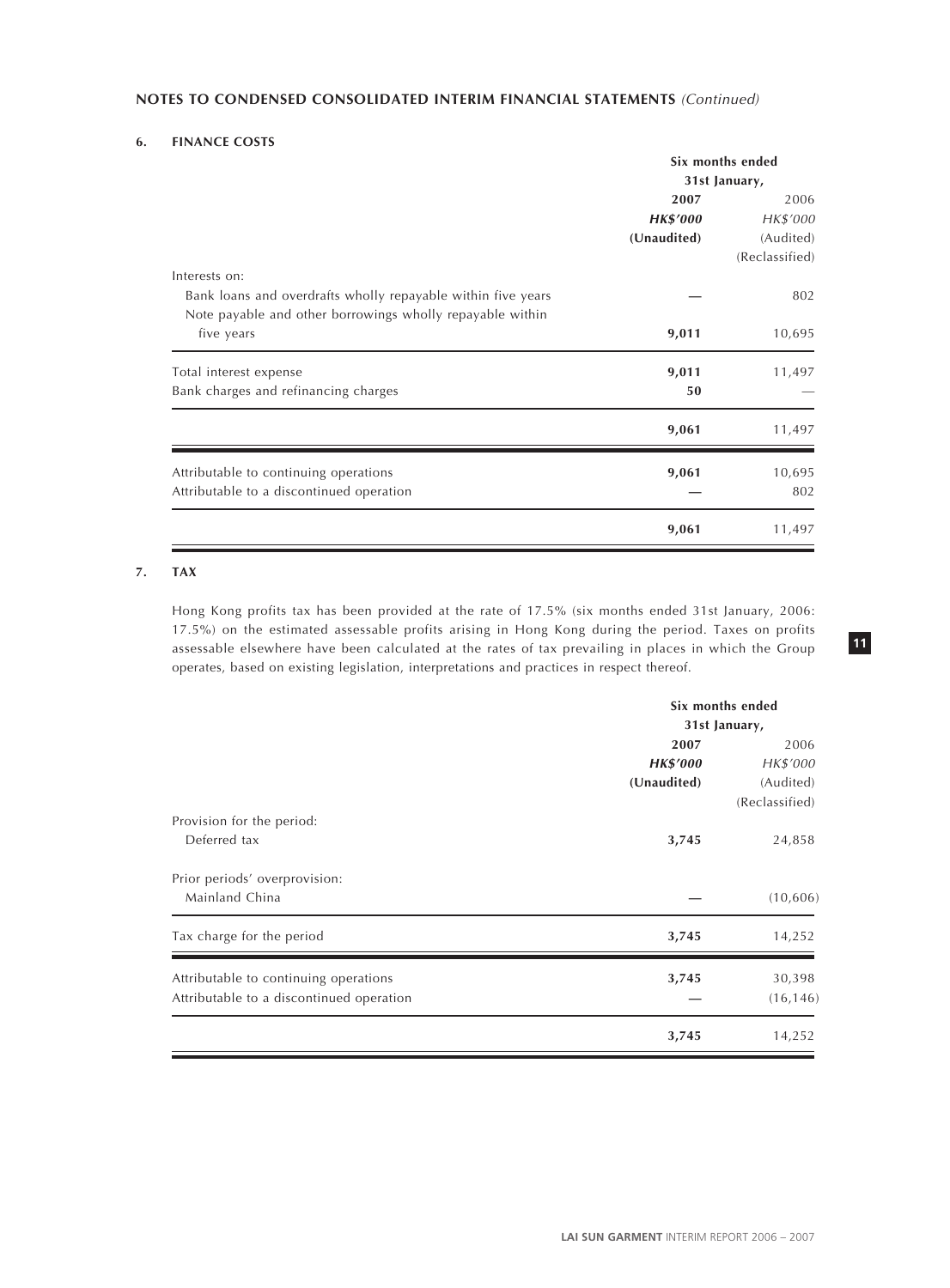## NOTES TO CONDENSED CONSOLIDATED INTERIM FINANCIAL STATEMENTS *(Continued)*

### 6. FINANCE COSTS

| | Six months ended 31st January, | |
|---|---|---|
| | **2007** | 2006 |
| | ***HK$'000*** | *HK$'000* |
| | **(Unaudited)** | (Audited) |
| | | (Reclassified) |
| Interests on: | | |
| Bank loans and overdrafts wholly repayable within five years | **—** | 802 |
| Note payable and other borrowings wholly repayable within five years | **9,011** | 10,695 |
| Total interest expense | **9,011** | 11,497 |
| Bank charges and refinancing charges | **50** | — |
| | **9,061** | 11,497 |
| Attributable to continuing operations | **9,061** | 10,695 |
| Attributable to a discontinued operation | **—** | 802 |
| | **9,061** | 11,497 |

### 7. TAX

Hong Kong profits tax has been provided at the rate of 17.5% (six months ended 31st January, 2006: 17.5%) on the estimated assessable profits arising in Hong Kong during the period. Taxes on profits assessable elsewhere have been calculated at the rates of tax prevailing in places in which the Group operates, based on existing legislation, interpretations and practices in respect thereof.

| | Six months ended 31st January, | |
|---|---|---|
| | **2007** | 2006 |
| | ***HK$'000*** | *HK$'000* |
| | **(Unaudited)** | (Audited) |
| | | (Reclassified) |
| Provision for the period: | | |
| Deferred tax | **3,745** | 24,858 |
| Prior periods' overprovision: | | |
| Mainland China | **—** | (10,606) |
| Tax charge for the period | **3,745** | 14,252 |
| Attributable to continuing operations | **3,745** | 30,398 |
| Attributable to a discontinued operation | **—** | (16,146) |
| | **3,745** | 14,252 |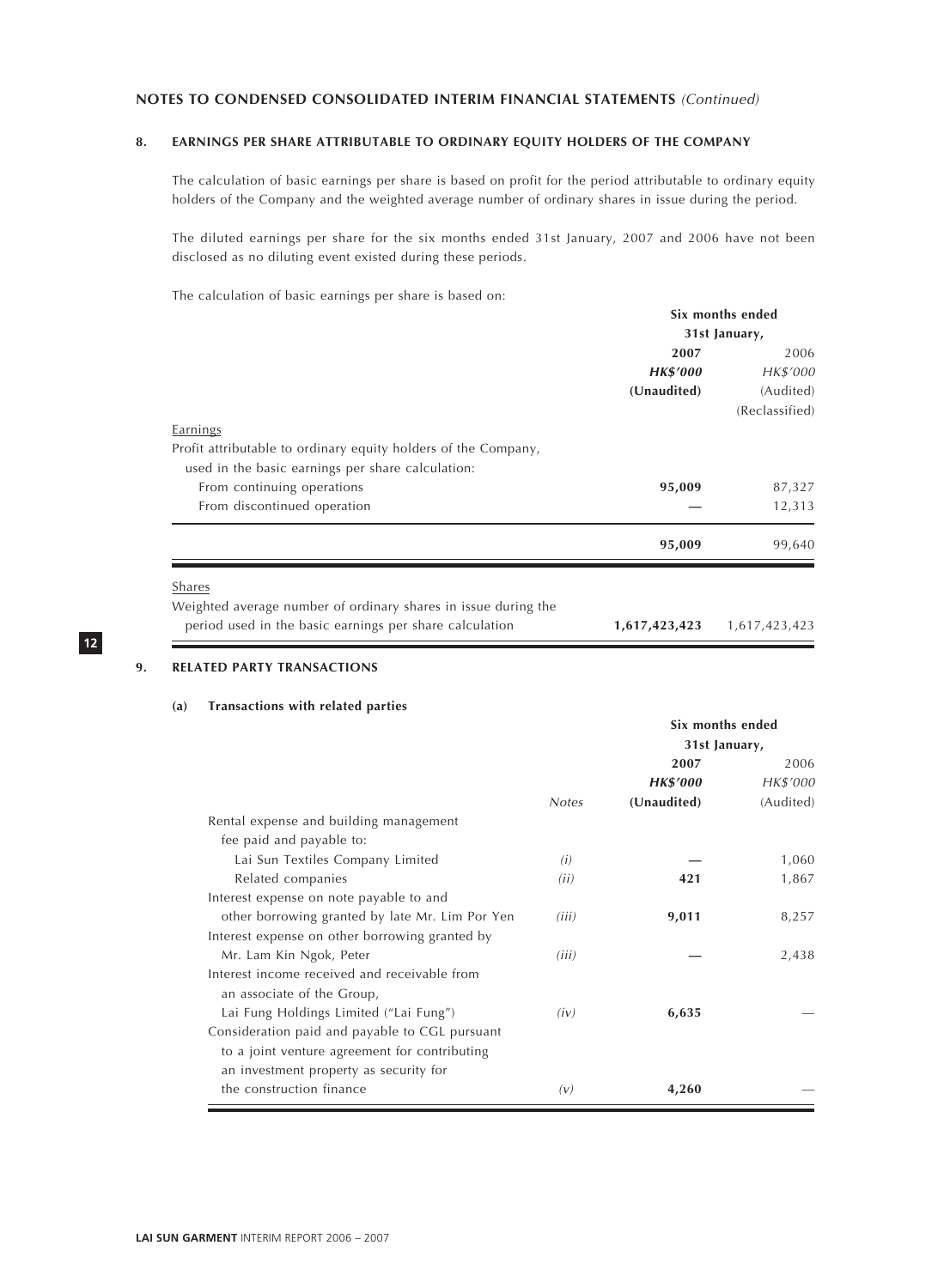## NOTES TO CONDENSED CONSOLIDATED INTERIM FINANCIAL STATEMENTS *(Continued)*

### 8. EARNINGS PER SHARE ATTRIBUTABLE TO ORDINARY EQUITY HOLDERS OF THE COMPANY

The calculation of basic earnings per share is based on profit for the period attributable to ordinary equity holders of the Company and the weighted average number of ordinary shares in issue during the period.

The diluted earnings per share for the six months ended 31st January, 2007 and 2006 have not been disclosed as no diluting event existed during these periods.

The calculation of basic earnings per share is based on:

| | Six months ended 31st January, | |
|---|---|---|
| | **2007** | 2006 |
| | ***HK$'000*** | *HK$'000* |
| | **(Unaudited)** | (Audited) |
| | | (Reclassified) |
| Earnings | | |
| Profit attributable to ordinary equity holders of the Company, used in the basic earnings per share calculation: | | |
| From continuing operations | **95,009** | 87,327 |
| From discontinued operation | **—** | 12,313 |
| | **95,009** | 99,640 |
| Shares | | |
| Weighted average number of ordinary shares in issue during the period used in the basic earnings per share calculation | **1,617,423,423** | 1,617,423,423 |

### 9. RELATED PARTY TRANSACTIONS

#### (a) Transactions with related parties

| | | Six months ended 31st January, | |
|---|---|---|---|
| | | **2007** | 2006 |
| | | ***HK$'000*** | *HK$'000* |
| | *Notes* | **(Unaudited)** | (Audited) |
| Rental expense and building management fee paid and payable to: | | | |
| Lai Sun Textiles Company Limited | *(i)* | **—** | 1,060 |
| Related companies | *(ii)* | **421** | 1,867 |
| Interest expense on note payable to and other borrowing granted by late Mr. Lim Por Yen | *(iii)* | **9,011** | 8,257 |
| Interest expense on other borrowing granted by Mr. Lam Kin Ngok, Peter | *(iii)* | **—** | 2,438 |
| Interest income received and receivable from an associate of the Group, Lai Fung Holdings Limited ("Lai Fung") | *(iv)* | **6,635** | — |
| Consideration paid and payable to CGL pursuant to a joint venture agreement for contributing an investment property as security for the construction finance | *(v)* | **4,260** | — |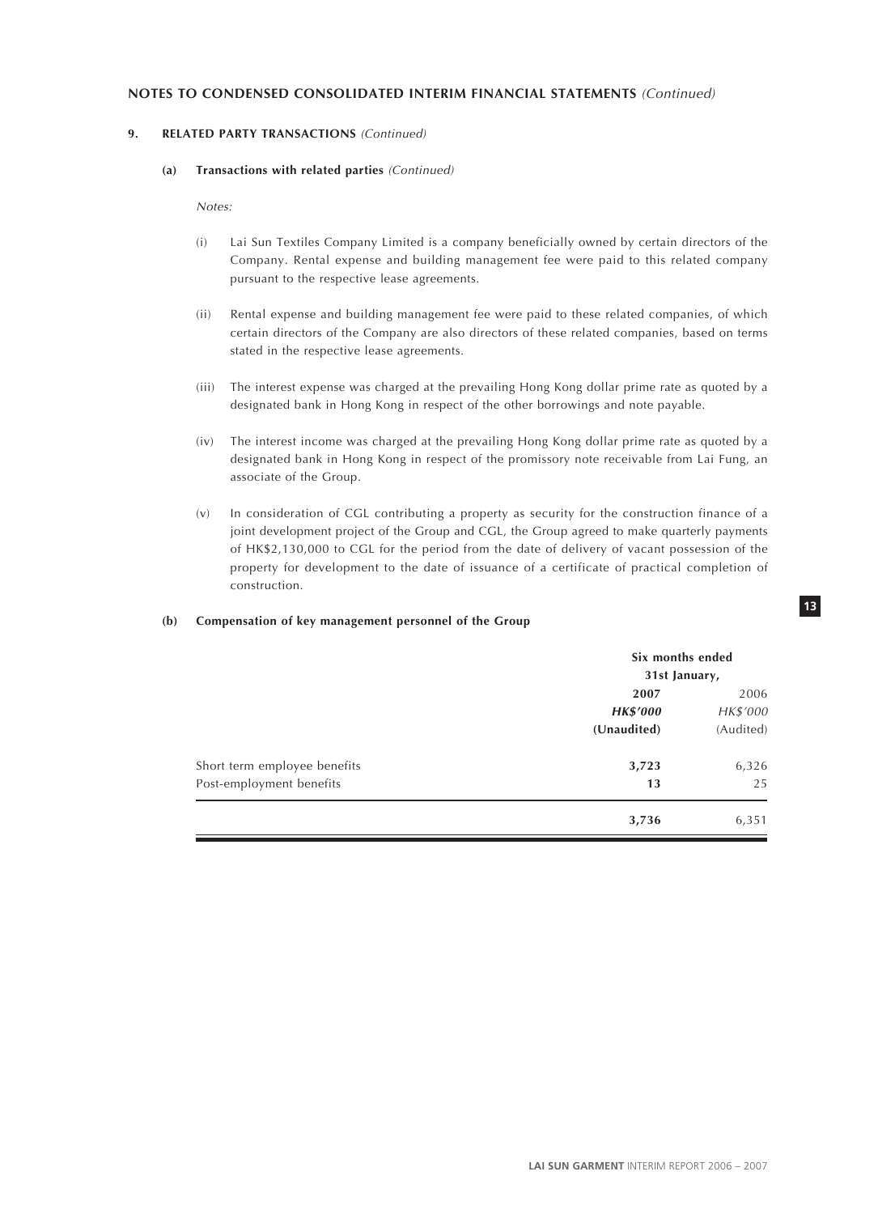## NOTES TO CONDENSED CONSOLIDATED INTERIM FINANCIAL STATEMENTS *(Continued)*

### 9. RELATED PARTY TRANSACTIONS *(Continued)*

#### (a) Transactions with related parties *(Continued)*

*Notes:*

(i) Lai Sun Textiles Company Limited is a company beneficially owned by certain directors of the Company. Rental expense and building management fee were paid to this related company pursuant to the respective lease agreements.

(ii) Rental expense and building management fee were paid to these related companies, of which certain directors of the Company are also directors of these related companies, based on terms stated in the respective lease agreements.

(iii) The interest expense was charged at the prevailing Hong Kong dollar prime rate as quoted by a designated bank in Hong Kong in respect of the other borrowings and note payable.

(iv) The interest income was charged at the prevailing Hong Kong dollar prime rate as quoted by a designated bank in Hong Kong in respect of the promissory note receivable from Lai Fung, an associate of the Group.

(v) In consideration of CGL contributing a property as security for the construction finance of a joint development project of the Group and CGL, the Group agreed to make quarterly payments of HK$2,130,000 to CGL for the period from the date of delivery of vacant possession of the property for development to the date of issuance of a certificate of practical completion of construction.

#### (b) Compensation of key management personnel of the Group

| | Six months ended 31st January, | |
|---|---|---|
| | **2007** | 2006 |
| | ***HK$'000*** | *HK$'000* |
| | **(Unaudited)** | (Audited) |
| Short term employee benefits | **3,723** | 6,326 |
| Post-employment benefits | **13** | 25 |
| | **3,736** | 6,351 |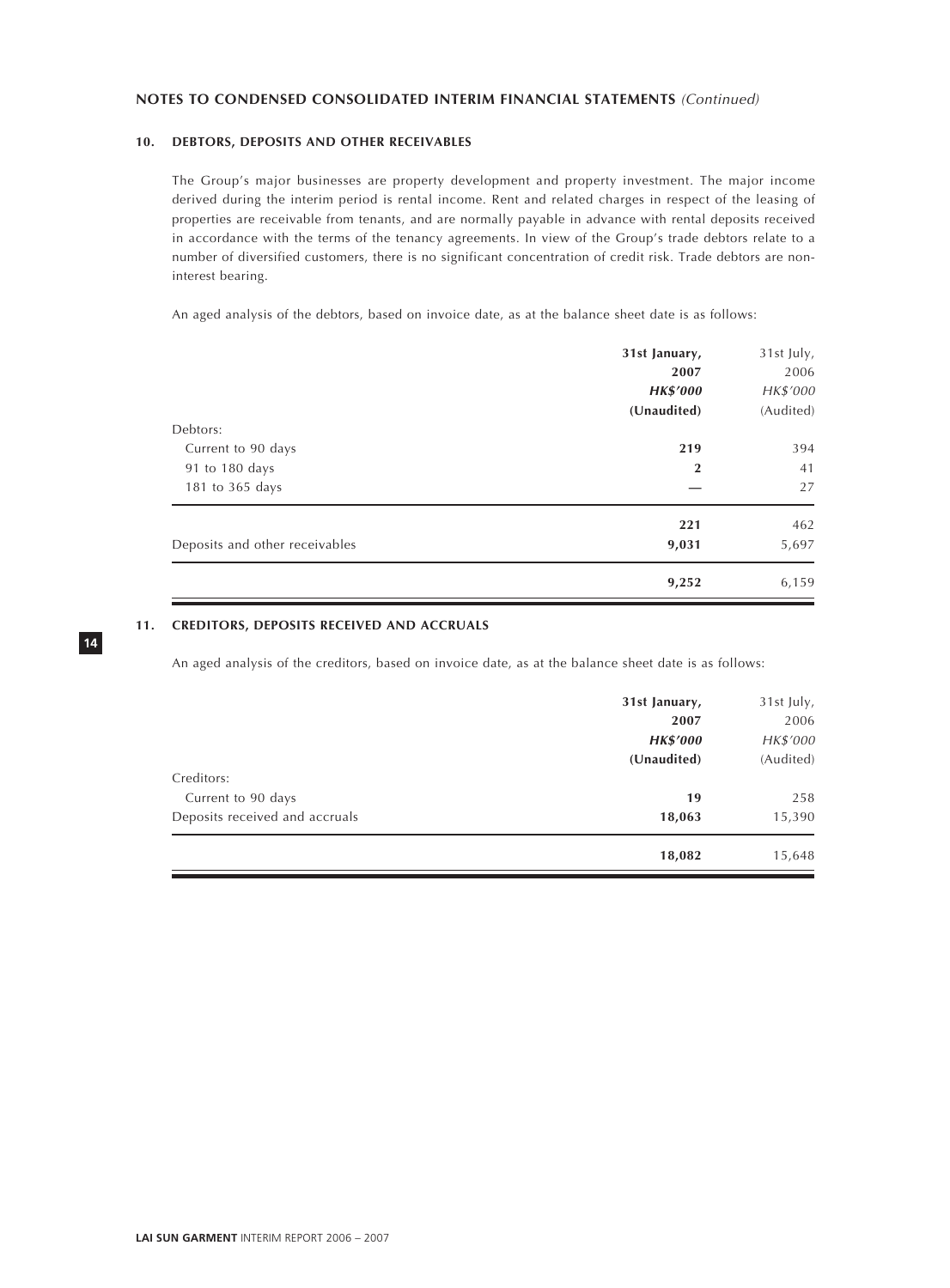## NOTES TO CONDENSED CONSOLIDATED INTERIM FINANCIAL STATEMENTS *(Continued)*

### 10. DEBTORS, DEPOSITS AND OTHER RECEIVABLES

The Group's major businesses are property development and property investment. The major income derived during the interim period is rental income. Rent and related charges in respect of the leasing of properties are receivable from tenants, and are normally payable in advance with rental deposits received in accordance with the terms of the tenancy agreements. In view of the Group's trade debtors relate to a number of diversified customers, there is no significant concentration of credit risk. Trade debtors are non-interest bearing.

An aged analysis of the debtors, based on invoice date, as at the balance sheet date is as follows:

| | **31st January, 2007** | 31st July, 2006 |
|---|---|---|
| | ***HK$'000*** | *HK$'000* |
| | **(Unaudited)** | (Audited) |
| Debtors: | | |
| Current to 90 days | **219** | 394 |
| 91 to 180 days | **2** | 41 |
| 181 to 365 days | **—** | 27 |
| | **221** | 462 |
| Deposits and other receivables | **9,031** | 5,697 |
| | **9,252** | 6,159 |

### 11. CREDITORS, DEPOSITS RECEIVED AND ACCRUALS

An aged analysis of the creditors, based on invoice date, as at the balance sheet date is as follows:

| | **31st January, 2007** | 31st July, 2006 |
|---|---|---|
| | ***HK$'000*** | *HK$'000* |
| | **(Unaudited)** | (Audited) |
| Creditors: | | |
| Current to 90 days | **19** | 258 |
| Deposits received and accruals | **18,063** | 15,390 |
| | **18,082** | 15,648 |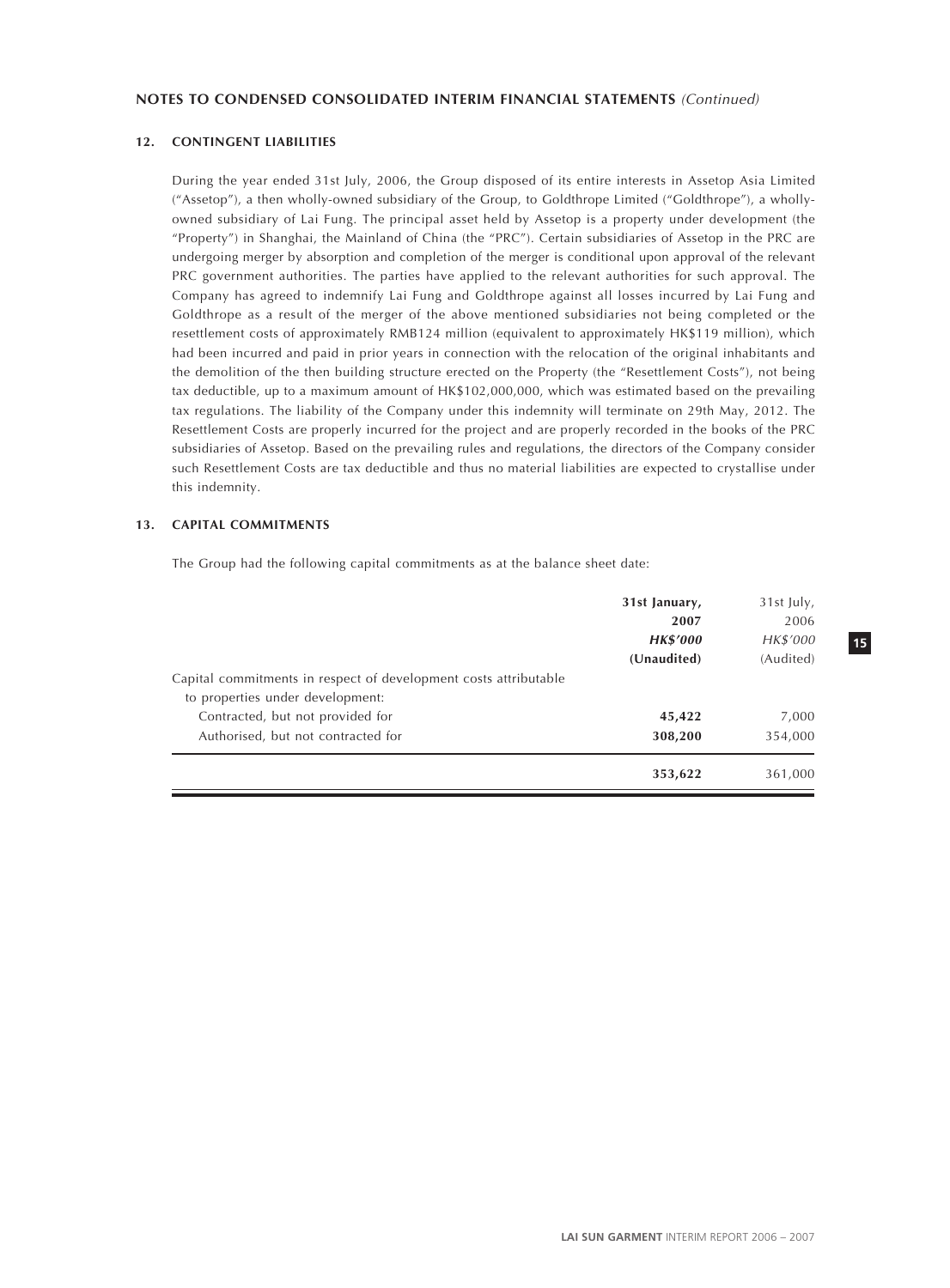## NOTES TO CONDENSED CONSOLIDATED INTERIM FINANCIAL STATEMENTS *(Continued)*

### 12. CONTINGENT LIABILITIES

During the year ended 31st July, 2006, the Group disposed of its entire interests in Assetop Asia Limited ("Assetop"), a then wholly-owned subsidiary of the Group, to Goldthrope Limited ("Goldthrope"), a wholly-owned subsidiary of Lai Fung. The principal asset held by Assetop is a property under development (the "Property") in Shanghai, the Mainland of China (the "PRC"). Certain subsidiaries of Assetop in the PRC are undergoing merger by absorption and completion of the merger is conditional upon approval of the relevant PRC government authorities. The parties have applied to the relevant authorities for such approval. The Company has agreed to indemnify Lai Fung and Goldthrope against all losses incurred by Lai Fung and Goldthrope as a result of the merger of the above mentioned subsidiaries not being completed or the resettlement costs of approximately RMB124 million (equivalent to approximately HK$119 million), which had been incurred and paid in prior years in connection with the relocation of the original inhabitants and the demolition of the then building structure erected on the Property (the "Resettlement Costs"), not being tax deductible, up to a maximum amount of HK$102,000,000, which was estimated based on the prevailing tax regulations. The liability of the Company under this indemnity will terminate on 29th May, 2012. The Resettlement Costs are properly incurred for the project and are properly recorded in the books of the PRC subsidiaries of Assetop. Based on the prevailing rules and regulations, the directors of the Company consider such Resettlement Costs are tax deductible and thus no material liabilities are expected to crystallise under this indemnity.

### 13. CAPITAL COMMITMENTS

The Group had the following capital commitments as at the balance sheet date:

| | **31st January, 2007** | 31st July, 2006 |
|---|---|---|
| | ***HK$'000*** | *HK$'000* |
| | **(Unaudited)** | (Audited) |
| Capital commitments in respect of development costs attributable to properties under development: | | |
| Contracted, but not provided for | **45,422** | 7,000 |
| Authorised, but not contracted for | **308,200** | 354,000 |
| | **353,622** | 361,000 |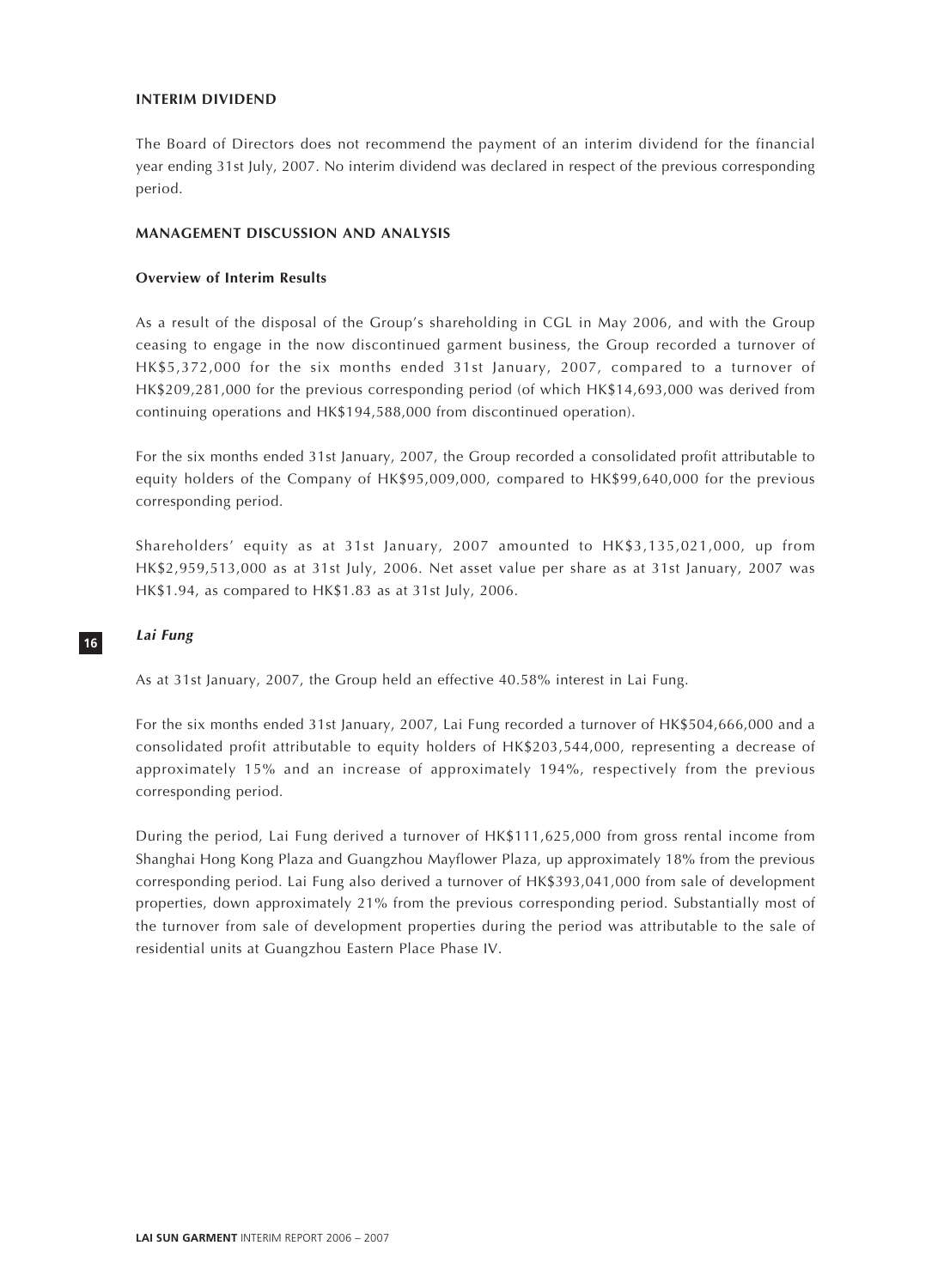## INTERIM DIVIDEND

The Board of Directors does not recommend the payment of an interim dividend for the financial year ending 31st July, 2007. No interim dividend was declared in respect of the previous corresponding period.

## MANAGEMENT DISCUSSION AND ANALYSIS

### Overview of Interim Results

As a result of the disposal of the Group's shareholding in CGL in May 2006, and with the Group ceasing to engage in the now discontinued garment business, the Group recorded a turnover of HK$5,372,000 for the six months ended 31st January, 2007, compared to a turnover of HK$209,281,000 for the previous corresponding period (of which HK$14,693,000 was derived from continuing operations and HK$194,588,000 from discontinued operation).

For the six months ended 31st January, 2007, the Group recorded a consolidated profit attributable to equity holders of the Company of HK$95,009,000, compared to HK$99,640,000 for the previous corresponding period.

Shareholders' equity as at 31st January, 2007 amounted to HK$3,135,021,000, up from HK$2,959,513,000 as at 31st July, 2006. Net asset value per share as at 31st January, 2007 was HK$1.94, as compared to HK$1.83 as at 31st July, 2006.

#### *Lai Fung*

As at 31st January, 2007, the Group held an effective 40.58% interest in Lai Fung.

For the six months ended 31st January, 2007, Lai Fung recorded a turnover of HK$504,666,000 and a consolidated profit attributable to equity holders of HK$203,544,000, representing a decrease of approximately 15% and an increase of approximately 194%, respectively from the previous corresponding period.

During the period, Lai Fung derived a turnover of HK$111,625,000 from gross rental income from Shanghai Hong Kong Plaza and Guangzhou Mayflower Plaza, up approximately 18% from the previous corresponding period. Lai Fung also derived a turnover of HK$393,041,000 from sale of development properties, down approximately 21% from the previous corresponding period. Substantially most of the turnover from sale of development properties during the period was attributable to the sale of residential units at Guangzhou Eastern Place Phase IV.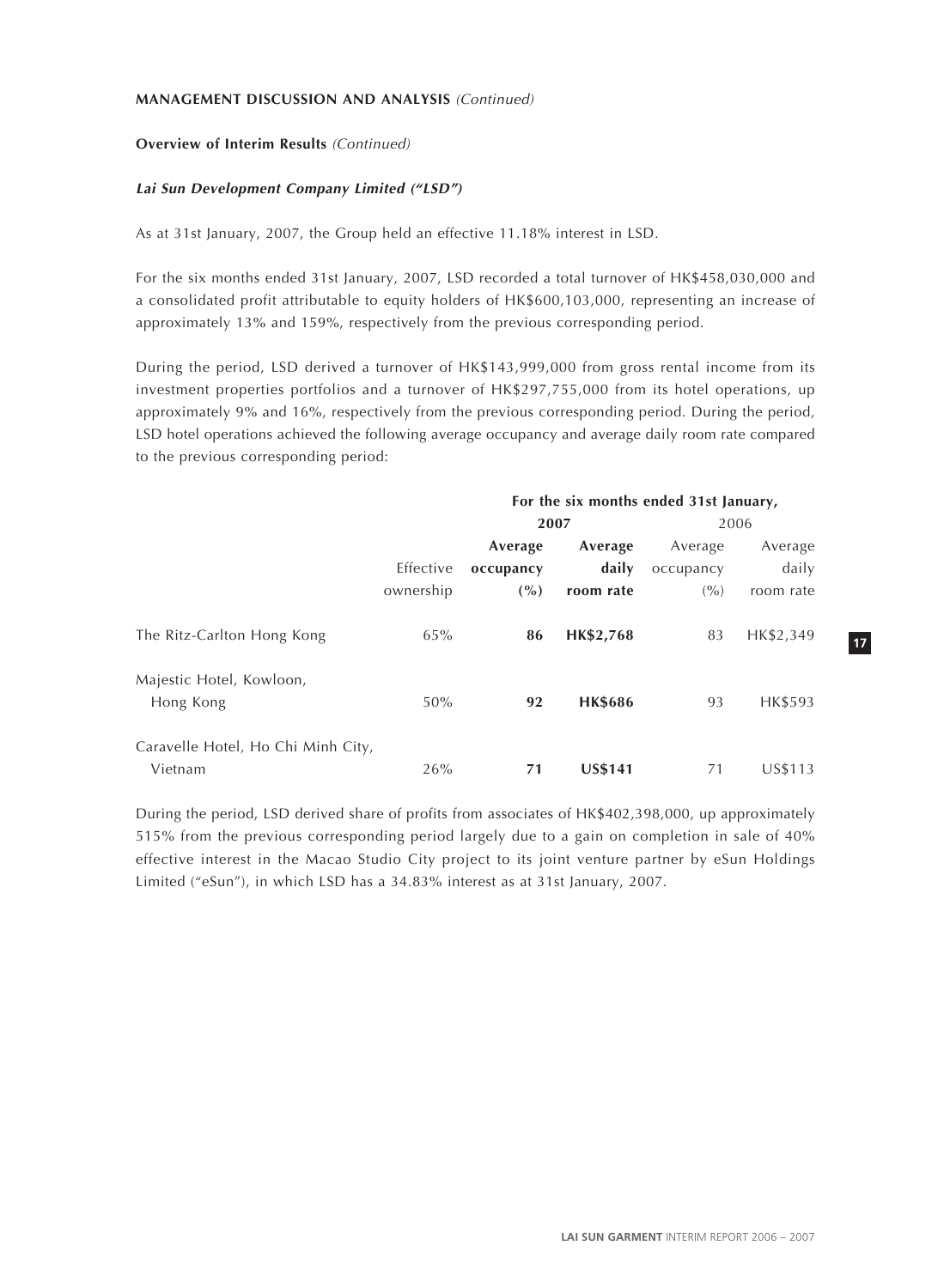**MANAGEMENT DISCUSSION AND ANALYSIS** *(Continued)*

**Overview of Interim Results** *(Continued)*

***Lai Sun Development Company Limited ("LSD")***

As at 31st January, 2007, the Group held an effective 11.18% interest in LSD.

For the six months ended 31st January, 2007, LSD recorded a total turnover of HK$458,030,000 and a consolidated profit attributable to equity holders of HK$600,103,000, representing an increase of approximately 13% and 159%, respectively from the previous corresponding period.

During the period, LSD derived a turnover of HK$143,999,000 from gross rental income from its investment properties portfolios and a turnover of HK$297,755,000 from its hotel operations, up approximately 9% and 16%, respectively from the previous corresponding period. During the period, LSD hotel operations achieved the following average occupancy and average daily room rate compared to the previous corresponding period:

| | | For the six months ended 31st January, | | | |
|---|---|---|---|---|---|
| | | **2007** | | 2006 | |
| | Effective ownership | **Average occupancy (%)** | **Average daily room rate** | Average occupancy (%) | Average daily room rate |
| The Ritz-Carlton Hong Kong | 65% | **86** | **HK$2,768** | 83 | HK$2,349 |
| Majestic Hotel, Kowloon, Hong Kong | 50% | **92** | **HK$686** | 93 | HK$593 |
| Caravelle Hotel, Ho Chi Minh City, Vietnam | 26% | **71** | **US$141** | 71 | US$113 |

During the period, LSD derived share of profits from associates of HK$402,398,000, up approximately 515% from the previous corresponding period largely due to a gain on completion in sale of 40% effective interest in the Macao Studio City project to its joint venture partner by eSun Holdings Limited ("eSun"), in which LSD has a 34.83% interest as at 31st January, 2007.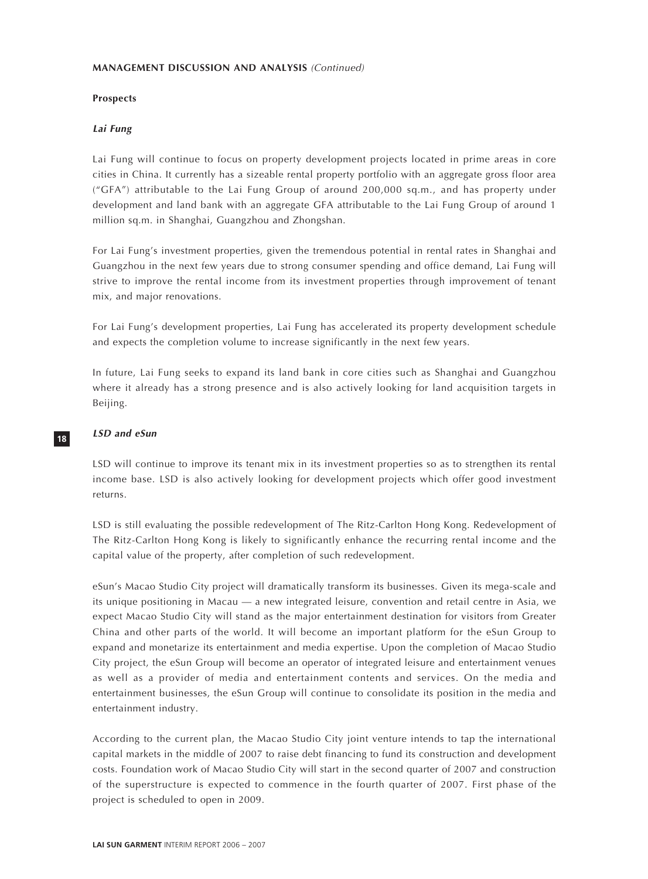**MANAGEMENT DISCUSSION AND ANALYSIS** *(Continued)*

**Prospects**

***Lai Fung***

Lai Fung will continue to focus on property development projects located in prime areas in core cities in China. It currently has a sizeable rental property portfolio with an aggregate gross floor area ("GFA") attributable to the Lai Fung Group of around 200,000 sq.m., and has property under development and land bank with an aggregate GFA attributable to the Lai Fung Group of around 1 million sq.m. in Shanghai, Guangzhou and Zhongshan.

For Lai Fung's investment properties, given the tremendous potential in rental rates in Shanghai and Guangzhou in the next few years due to strong consumer spending and office demand, Lai Fung will strive to improve the rental income from its investment properties through improvement of tenant mix, and major renovations.

For Lai Fung's development properties, Lai Fung has accelerated its property development schedule and expects the completion volume to increase significantly in the next few years.

In future, Lai Fung seeks to expand its land bank in core cities such as Shanghai and Guangzhou where it already has a strong presence and is also actively looking for land acquisition targets in Beijing.

***LSD and eSun***

LSD will continue to improve its tenant mix in its investment properties so as to strengthen its rental income base. LSD is also actively looking for development projects which offer good investment returns.

LSD is still evaluating the possible redevelopment of The Ritz-Carlton Hong Kong. Redevelopment of The Ritz-Carlton Hong Kong is likely to significantly enhance the recurring rental income and the capital value of the property, after completion of such redevelopment.

eSun's Macao Studio City project will dramatically transform its businesses. Given its mega-scale and its unique positioning in Macau — a new integrated leisure, convention and retail centre in Asia, we expect Macao Studio City will stand as the major entertainment destination for visitors from Greater China and other parts of the world. It will become an important platform for the eSun Group to expand and monetarize its entertainment and media expertise. Upon the completion of Macao Studio City project, the eSun Group will become an operator of integrated leisure and entertainment venues as well as a provider of media and entertainment contents and services. On the media and entertainment businesses, the eSun Group will continue to consolidate its position in the media and entertainment industry.

According to the current plan, the Macao Studio City joint venture intends to tap the international capital markets in the middle of 2007 to raise debt financing to fund its construction and development costs. Foundation work of Macao Studio City will start in the second quarter of 2007 and construction of the superstructure is expected to commence in the fourth quarter of 2007. First phase of the project is scheduled to open in 2009.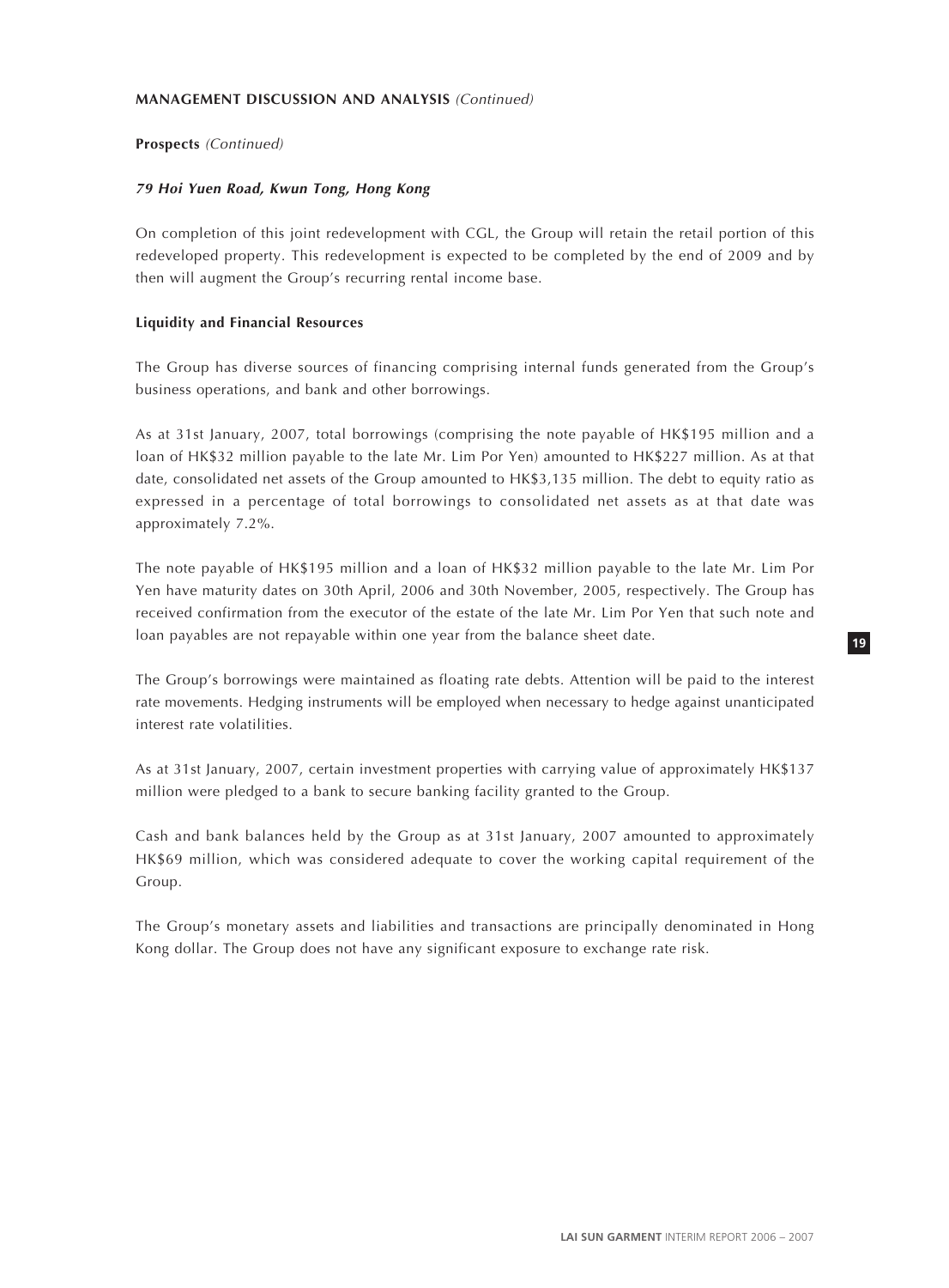**MANAGEMENT DISCUSSION AND ANALYSIS** *(Continued)*

**Prospects** *(Continued)*

***79 Hoi Yuen Road, Kwun Tong, Hong Kong***

On completion of this joint redevelopment with CGL, the Group will retain the retail portion of this redeveloped property. This redevelopment is expected to be completed by the end of 2009 and by then will augment the Group's recurring rental income base.

**Liquidity and Financial Resources**

The Group has diverse sources of financing comprising internal funds generated from the Group's business operations, and bank and other borrowings.

As at 31st January, 2007, total borrowings (comprising the note payable of HK$195 million and a loan of HK$32 million payable to the late Mr. Lim Por Yen) amounted to HK$227 million. As at that date, consolidated net assets of the Group amounted to HK$3,135 million. The debt to equity ratio as expressed in a percentage of total borrowings to consolidated net assets as at that date was approximately 7.2%.

The note payable of HK$195 million and a loan of HK$32 million payable to the late Mr. Lim Por Yen have maturity dates on 30th April, 2006 and 30th November, 2005, respectively. The Group has received confirmation from the executor of the estate of the late Mr. Lim Por Yen that such note and loan payables are not repayable within one year from the balance sheet date.

The Group's borrowings were maintained as floating rate debts. Attention will be paid to the interest rate movements. Hedging instruments will be employed when necessary to hedge against unanticipated interest rate volatilities.

As at 31st January, 2007, certain investment properties with carrying value of approximately HK$137 million were pledged to a bank to secure banking facility granted to the Group.

Cash and bank balances held by the Group as at 31st January, 2007 amounted to approximately HK$69 million, which was considered adequate to cover the working capital requirement of the Group.

The Group's monetary assets and liabilities and transactions are principally denominated in Hong Kong dollar. The Group does not have any significant exposure to exchange rate risk.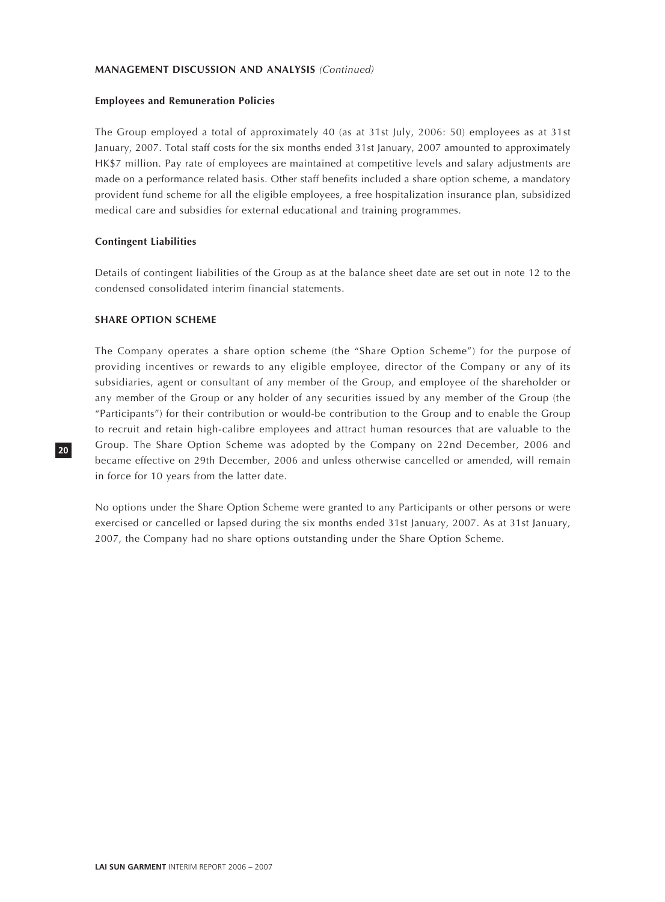## MANAGEMENT DISCUSSION AND ANALYSIS *(Continued)*

### Employees and Remuneration Policies

The Group employed a total of approximately 40 (as at 31st July, 2006: 50) employees as at 31st January, 2007. Total staff costs for the six months ended 31st January, 2007 amounted to approximately HK$7 million. Pay rate of employees are maintained at competitive levels and salary adjustments are made on a performance related basis. Other staff benefits included a share option scheme, a mandatory provident fund scheme for all the eligible employees, a free hospitalization insurance plan, subsidized medical care and subsidies for external educational and training programmes.

### Contingent Liabilities

Details of contingent liabilities of the Group as at the balance sheet date are set out in note 12 to the condensed consolidated interim financial statements.

## SHARE OPTION SCHEME

The Company operates a share option scheme (the "Share Option Scheme") for the purpose of providing incentives or rewards to any eligible employee, director of the Company or any of its subsidiaries, agent or consultant of any member of the Group, and employee of the shareholder or any member of the Group or any holder of any securities issued by any member of the Group (the "Participants") for their contribution or would-be contribution to the Group and to enable the Group to recruit and retain high-calibre employees and attract human resources that are valuable to the Group. The Share Option Scheme was adopted by the Company on 22nd December, 2006 and became effective on 29th December, 2006 and unless otherwise cancelled or amended, will remain in force for 10 years from the latter date.

No options under the Share Option Scheme were granted to any Participants or other persons or were exercised or cancelled or lapsed during the six months ended 31st January, 2007. As at 31st January, 2007, the Company had no share options outstanding under the Share Option Scheme.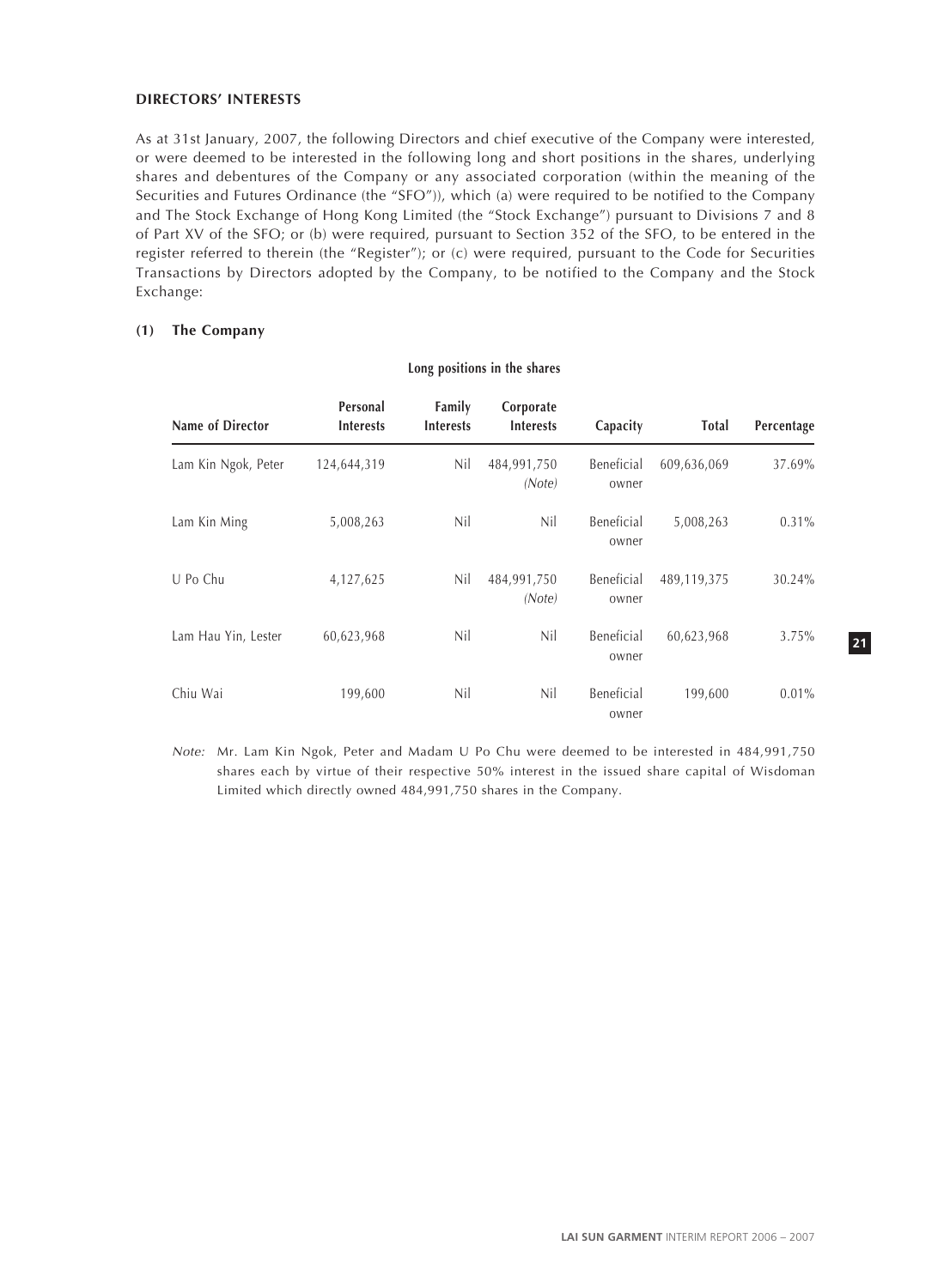**DIRECTORS' INTERESTS**

As at 31st January, 2007, the following Directors and chief executive of the Company were interested, or were deemed to be interested in the following long and short positions in the shares, underlying shares and debentures of the Company or any associated corporation (within the meaning of the Securities and Futures Ordinance (the "SFO")), which (a) were required to be notified to the Company and The Stock Exchange of Hong Kong Limited (the "Stock Exchange") pursuant to Divisions 7 and 8 of Part XV of the SFO; or (b) were required, pursuant to Section 352 of the SFO, to be entered in the register referred to therein (the "Register"); or (c) were required, pursuant to the Code for Securities Transactions by Directors adopted by the Company, to be notified to the Company and the Stock Exchange:

**(1) The Company**

**Long positions in the shares**

| Name of Director | Personal Interests | Family Interests | Corporate Interests | Capacity | Total | Percentage |
|---|---|---|---|---|---|---|
| Lam Kin Ngok, Peter | 124,644,319 | Nil | 484,991,750 *(Note)* | Beneficial owner | 609,636,069 | 37.69% |
| Lam Kin Ming | 5,008,263 | Nil | Nil | Beneficial owner | 5,008,263 | 0.31% |
| U Po Chu | 4,127,625 | Nil | 484,991,750 *(Note)* | Beneficial owner | 489,119,375 | 30.24% |
| Lam Hau Yin, Lester | 60,623,968 | Nil | Nil | Beneficial owner | 60,623,968 | 3.75% |
| Chiu Wai | 199,600 | Nil | Nil | Beneficial owner | 199,600 | 0.01% |

*Note:* Mr. Lam Kin Ngok, Peter and Madam U Po Chu were deemed to be interested in 484,991,750 shares each by virtue of their respective 50% interest in the issued share capital of Wisdoman Limited which directly owned 484,991,750 shares in the Company.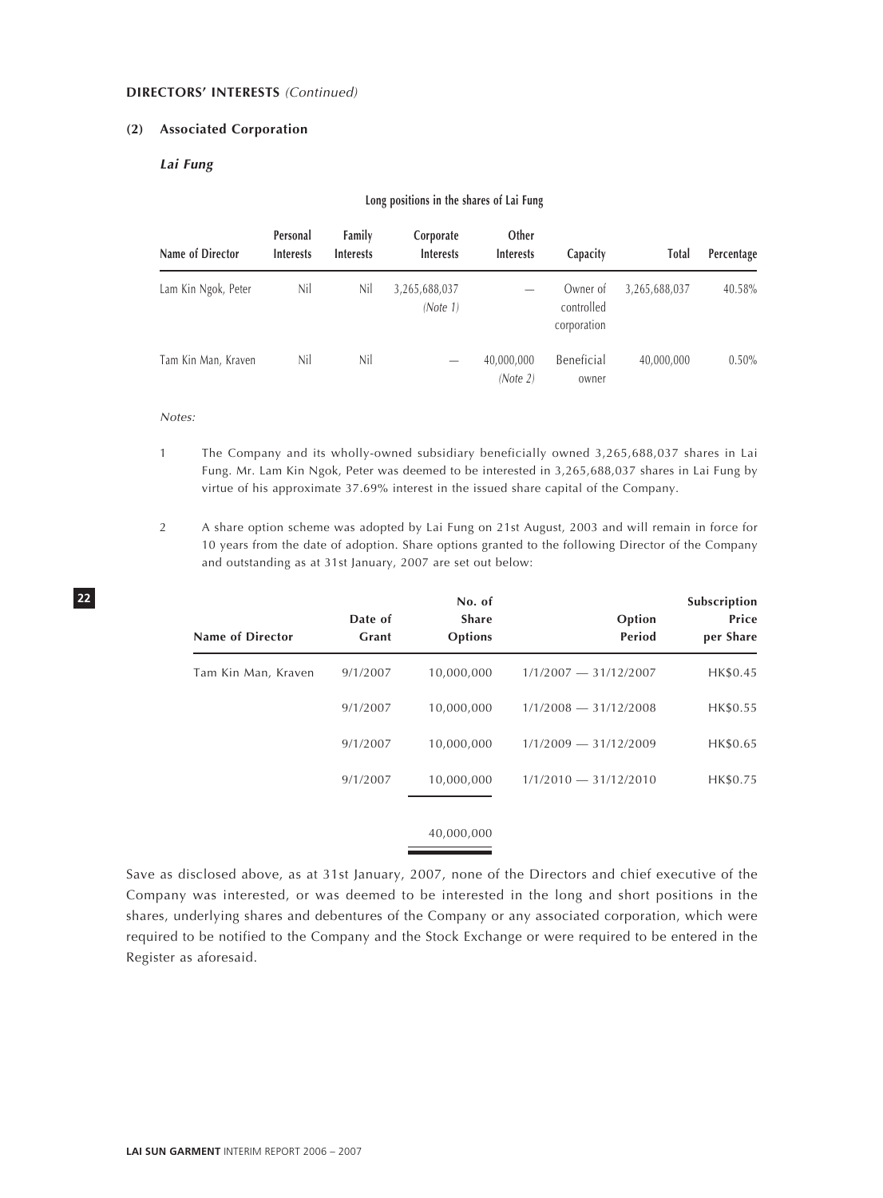**DIRECTORS' INTERESTS** *(Continued)*

**(2) Associated Corporation**

***Lai Fung***

**Long positions in the shares of Lai Fung**

| Name of Director | Personal Interests | Family Interests | Corporate Interests | Other Interests | Capacity | Total | Percentage |
|---|---|---|---|---|---|---|---|
| Lam Kin Ngok, Peter | Nil | Nil | 3,265,688,037 *(Note 1)* | — | Owner of controlled corporation | 3,265,688,037 | 40.58% |
| Tam Kin Man, Kraven | Nil | Nil | — | 40,000,000 *(Note 2)* | Beneficial owner | 40,000,000 | 0.50% |

*Notes:*

1 The Company and its wholly-owned subsidiary beneficially owned 3,265,688,037 shares in Lai Fung. Mr. Lam Kin Ngok, Peter was deemed to be interested in 3,265,688,037 shares in Lai Fung by virtue of his approximate 37.69% interest in the issued share capital of the Company.

2 A share option scheme was adopted by Lai Fung on 21st August, 2003 and will remain in force for 10 years from the date of adoption. Share options granted to the following Director of the Company and outstanding as at 31st January, 2007 are set out below:

| Name of Director | Date of Grant | No. of Share Options | Option Period | Subscription Price per Share |
|---|---|---|---|---|
| Tam Kin Man, Kraven | 9/1/2007 | 10,000,000 | 1/1/2007 — 31/12/2007 | HK$0.45 |
| | 9/1/2007 | 10,000,000 | 1/1/2008 — 31/12/2008 | HK$0.55 |
| | 9/1/2007 | 10,000,000 | 1/1/2009 — 31/12/2009 | HK$0.65 |
| | 9/1/2007 | 10,000,000 | 1/1/2010 — 31/12/2010 | HK$0.75 |
| | | 40,000,000 | | |

Save as disclosed above, as at 31st January, 2007, none of the Directors and chief executive of the Company was interested, or was deemed to be interested in the long and short positions in the shares, underlying shares and debentures of the Company or any associated corporation, which were required to be notified to the Company and the Stock Exchange or were required to be entered in the Register as aforesaid.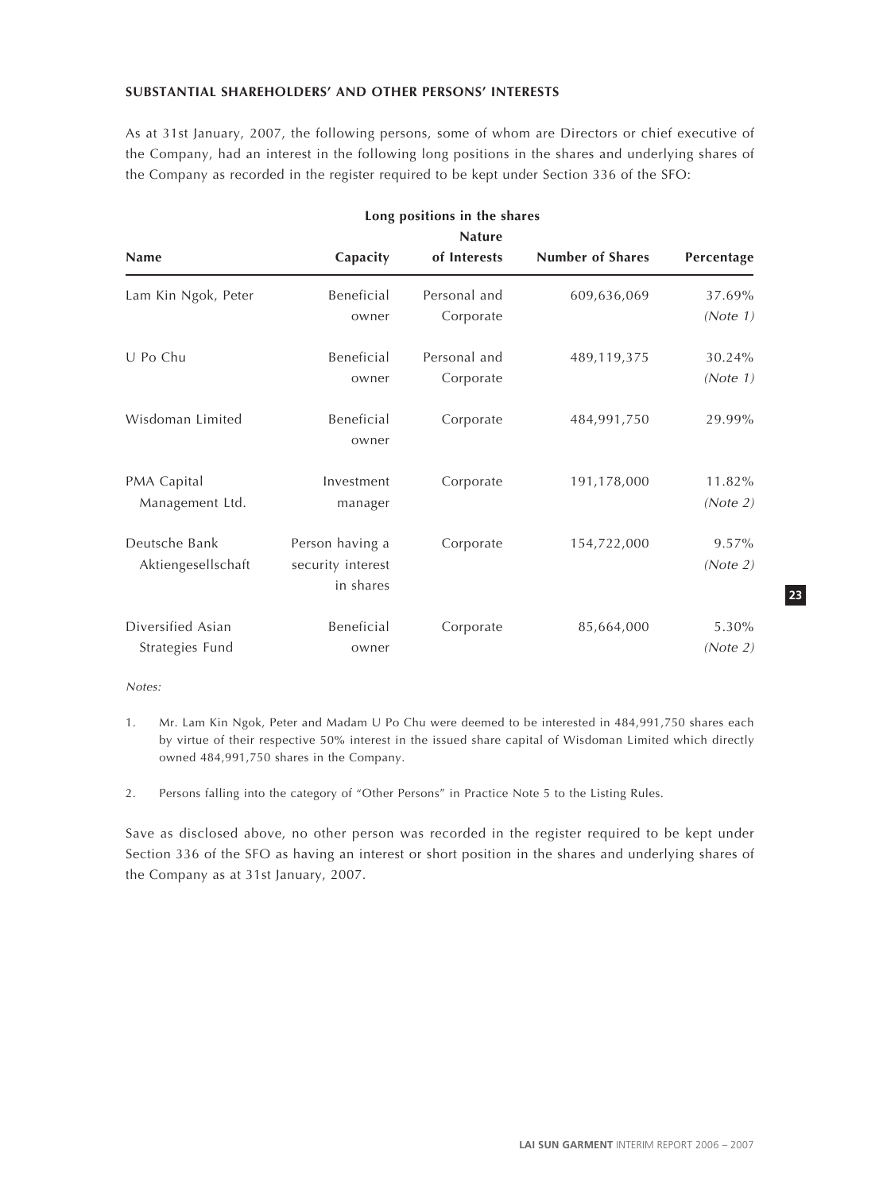**SUBSTANTIAL SHAREHOLDERS' AND OTHER PERSONS' INTERESTS**

As at 31st January, 2007, the following persons, some of whom are Directors or chief executive of the Company, had an interest in the following long positions in the shares and underlying shares of the Company as recorded in the register required to be kept under Section 336 of the SFO:

**Long positions in the shares**

| Name | Capacity | Nature of Interests | Number of Shares | Percentage |
|---|---|---|---|---|
| Lam Kin Ngok, Peter | Beneficial owner | Personal and Corporate | 609,636,069 | 37.69% *(Note 1)* |
| U Po Chu | Beneficial owner | Personal and Corporate | 489,119,375 | 30.24% *(Note 1)* |
| Wisdoman Limited | Beneficial owner | Corporate | 484,991,750 | 29.99% |
| PMA Capital Management Ltd. | Investment manager | Corporate | 191,178,000 | 11.82% *(Note 2)* |
| Deutsche Bank Aktiengesellschaft | Person having a security interest in shares | Corporate | 154,722,000 | 9.57% *(Note 2)* |
| Diversified Asian Strategies Fund | Beneficial owner | Corporate | 85,664,000 | 5.30% *(Note 2)* |

*Notes:*

1. Mr. Lam Kin Ngok, Peter and Madam U Po Chu were deemed to be interested in 484,991,750 shares each by virtue of their respective 50% interest in the issued share capital of Wisdoman Limited which directly owned 484,991,750 shares in the Company.

2. Persons falling into the category of "Other Persons" in Practice Note 5 to the Listing Rules.

Save as disclosed above, no other person was recorded in the register required to be kept under Section 336 of the SFO as having an interest or short position in the shares and underlying shares of the Company as at 31st January, 2007.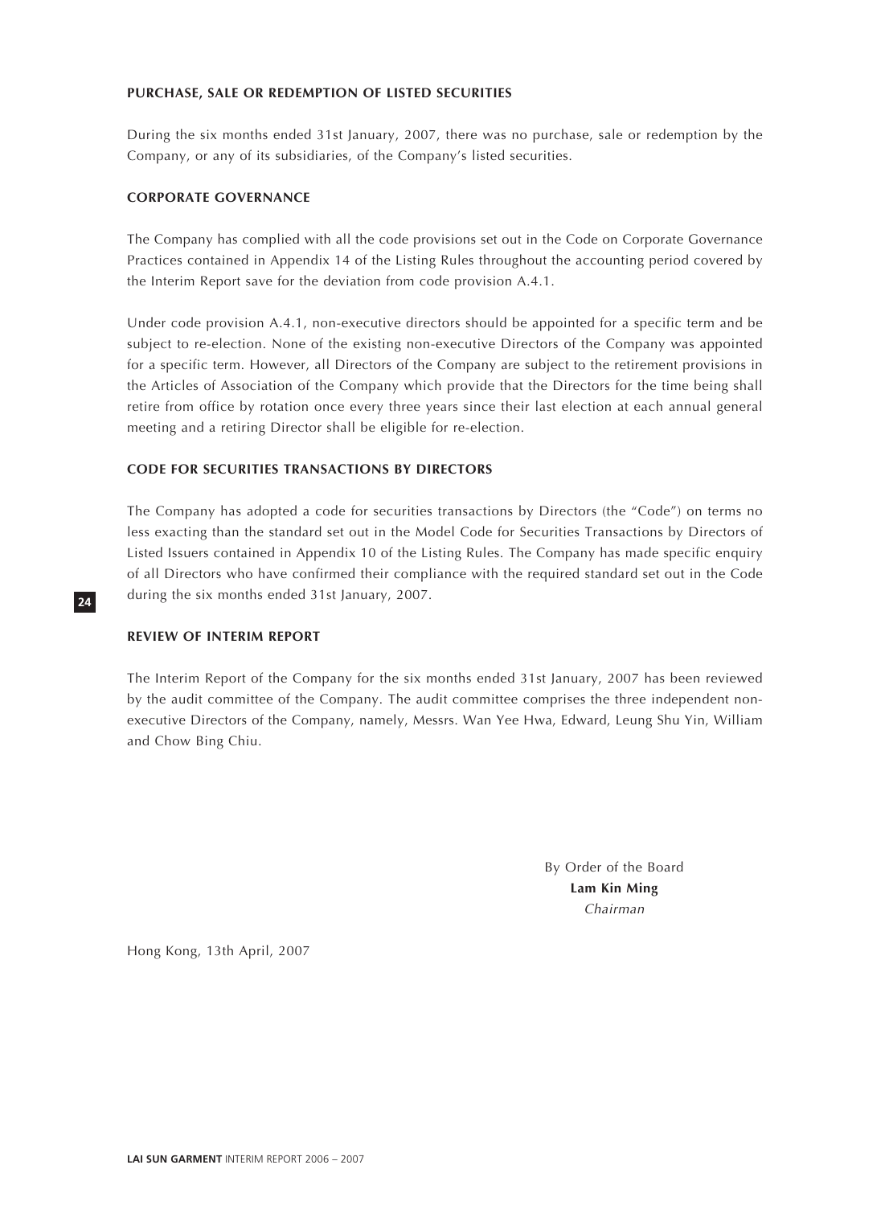## PURCHASE, SALE OR REDEMPTION OF LISTED SECURITIES

During the six months ended 31st January, 2007, there was no purchase, sale or redemption by the Company, or any of its subsidiaries, of the Company's listed securities.

## CORPORATE GOVERNANCE

The Company has complied with all the code provisions set out in the Code on Corporate Governance Practices contained in Appendix 14 of the Listing Rules throughout the accounting period covered by the Interim Report save for the deviation from code provision A.4.1.

Under code provision A.4.1, non-executive directors should be appointed for a specific term and be subject to re-election. None of the existing non-executive Directors of the Company was appointed for a specific term. However, all Directors of the Company are subject to the retirement provisions in the Articles of Association of the Company which provide that the Directors for the time being shall retire from office by rotation once every three years since their last election at each annual general meeting and a retiring Director shall be eligible for re-election.

## CODE FOR SECURITIES TRANSACTIONS BY DIRECTORS

The Company has adopted a code for securities transactions by Directors (the "Code") on terms no less exacting than the standard set out in the Model Code for Securities Transactions by Directors of Listed Issuers contained in Appendix 10 of the Listing Rules. The Company has made specific enquiry of all Directors who have confirmed their compliance with the required standard set out in the Code during the six months ended 31st January, 2007.

## REVIEW OF INTERIM REPORT

The Interim Report of the Company for the six months ended 31st January, 2007 has been reviewed by the audit committee of the Company. The audit committee comprises the three independent non-executive Directors of the Company, namely, Messrs. Wan Yee Hwa, Edward, Leung Shu Yin, William and Chow Bing Chiu.

By Order of the Board
**Lam Kin Ming**
*Chairman*

Hong Kong, 13th April, 2007